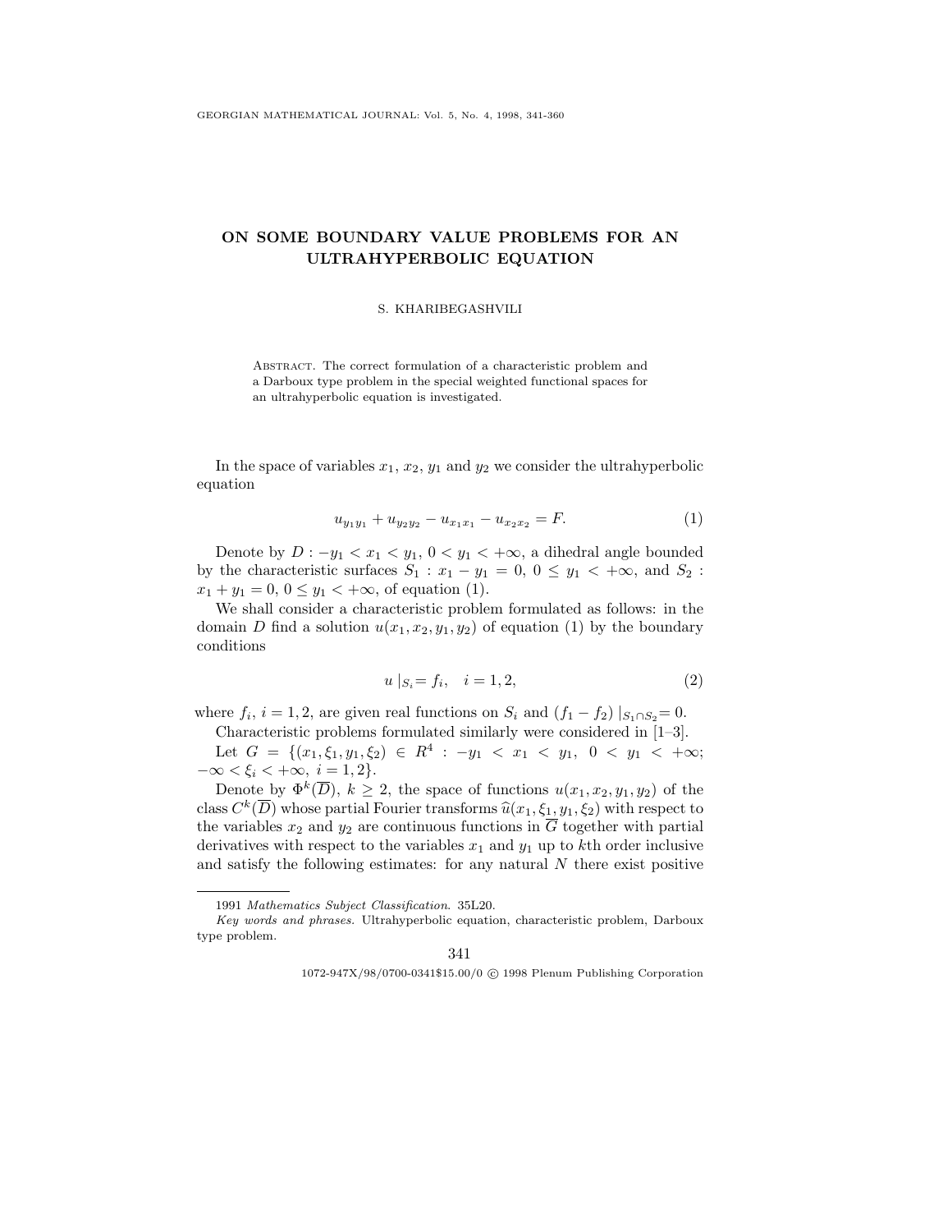# ON SOME BOUNDARY VALUE PROBLEMS FOR AN ULTRAHYPERBOLIC EQUATION

S. KHARIBEGASHVILI

Abstract. The correct formulation of a characteristic problem and a Darboux type problem in the special weighted functional spaces for an ultrahyperbolic equation is investigated.

In the space of variables $x_1$, $x_2$, $y_1$ and $y_2$ we consider the ultrahyperbolic equation

$$u_{y_1y_1} + u_{y_2y_2} - u_{x_1x_1} - u_{x_2x_2} = F. \tag{1}$$

Denote by $D : -y_1 < x_1 < y_1$, $0 < y_1 < +\infty$, a dihedral angle bounded by the characteristic surfaces $S_1 : x_1 - y_1 = 0$, $0 \leq y_1 < +\infty$, and $S_2 : x_1 + y_1 = 0$, $0 \leq y_1 < +\infty$, of equation (1).

We shall consider a characteristic problem formulated as follows: in the domain $D$ find a solution $u(x_1, x_2, y_1, y_2)$ of equation (1) by the boundary conditions

$$u\,|_{S_i} = f_i, \quad i = 1, 2, \tag{2}$$

where $f_i$, $i = 1, 2$, are given real functions on $S_i$ and $(f_1 - f_2)\,|_{S_1 \cap S_2} = 0$.

Characteristic problems formulated similarly were considered in [1–3].

Let $G = \{(x_1, \xi_1, y_1, \xi_2) \in R^4 : -y_1 < x_1 < y_1,\ 0 < y_1 < +\infty;\ -\infty < \xi_i < +\infty,\ i = 1, 2\}$.

Denote by $\Phi^k(\overline{D})$, $k \geq 2$, the space of functions $u(x_1, x_2, y_1, y_2)$ of the class $C^k(\overline{D})$ whose partial Fourier transforms $\widehat{u}(x_1, \xi_1, y_1, \xi_2)$ with respect to the variables $x_2$ and $y_2$ are continuous functions in $\overline{G}$ together with partial derivatives with respect to the variables $x_1$ and $y_1$ up to $k$th order inclusive and satisfy the following estimates: for any natural $N$ there exist positive

---

1991 *Mathematics Subject Classification*. 35L20.

*Key words and phrases.* Ultrahyperbolic equation, characteristic problem, Darboux type problem.

1072-947X/98/0700-0341$15.00/0 © 1998 Plenum Publishing Corporation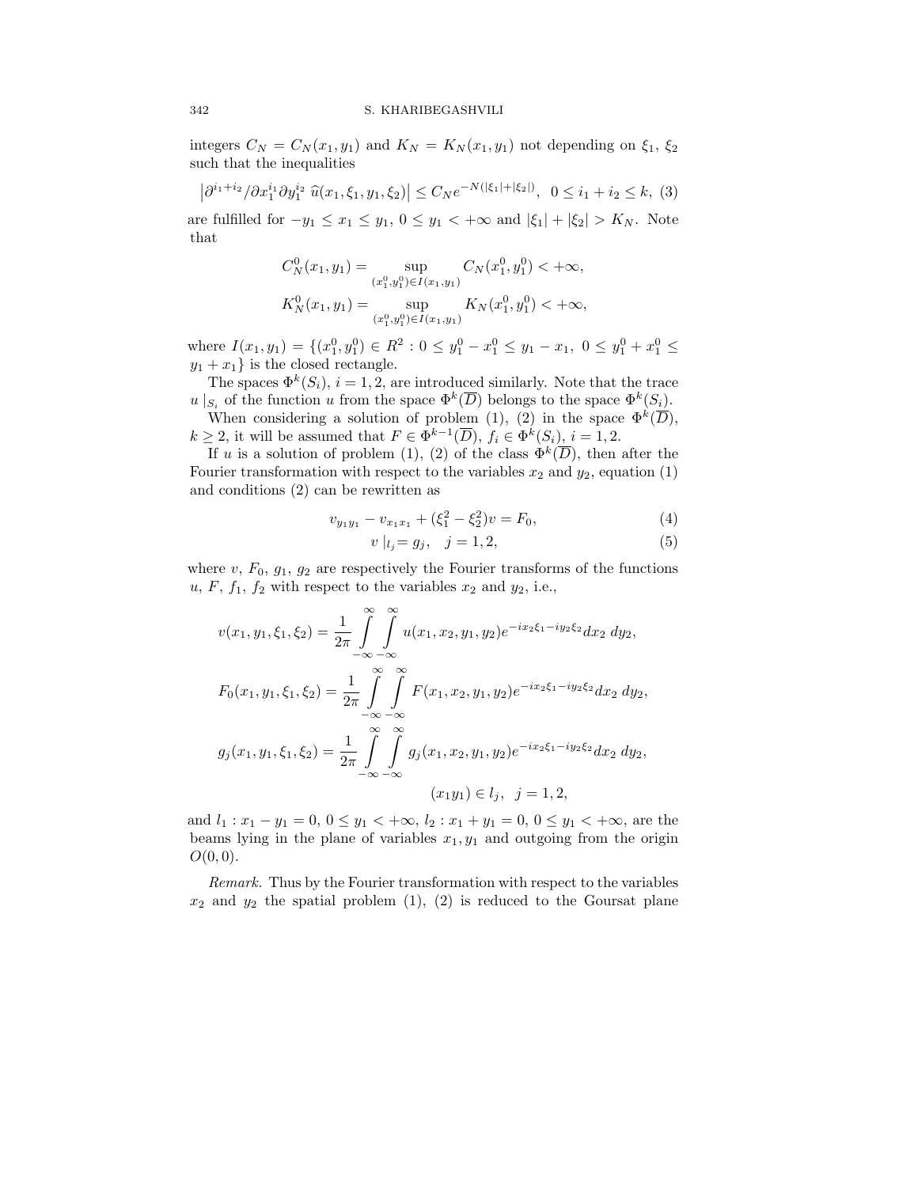integers $C_N = C_N(x_1, y_1)$ and $K_N = K_N(x_1, y_1)$ not depending on $\xi_1$, $\xi_2$ such that the inequalities

$$\left|\partial^{i_1+i_2}/\partial x_1^{i_1}\partial y_1^{i_2}\, \widehat{u}(x_1, \xi_1, y_1, \xi_2)\right| \le C_N e^{-N(|\xi_1|+|\xi_2|)}, \quad 0 \le i_1 + i_2 \le k, \tag{3}$$

are fulfilled for $-y_1 \le x_1 \le y_1$, $0 \le y_1 < +\infty$ and $|\xi_1| + |\xi_2| > K_N$. Note that

$$C_N^0(x_1, y_1) = \sup_{(x_1^0, y_1^0) \in I(x_1, y_1)} C_N(x_1^0, y_1^0) < +\infty,$$

$$K_N^0(x_1, y_1) = \sup_{(x_1^0, y_1^0) \in I(x_1, y_1)} K_N(x_1^0, y_1^0) < +\infty,$$

where $I(x_1, y_1) = \{(x_1^0, y_1^0) \in R^2 : 0 \le y_1^0 - x_1^0 \le y_1 - x_1,\ 0 \le y_1^0 + x_1^0 \le y_1 + x_1\}$ is the closed rectangle.

The spaces $\Phi^k(S_i)$, $i = 1, 2$, are introduced similarly. Note that the trace $u\,|_{S_i}$ of the function $u$ from the space $\Phi^k(\overline{D})$ belongs to the space $\Phi^k(S_i)$.

When considering a solution of problem (1), (2) in the space $\Phi^k(\overline{D})$, $k \ge 2$, it will be assumed that $F \in \Phi^{k-1}(\overline{D})$, $f_i \in \Phi^k(S_i)$, $i = 1, 2$.

If $u$ is a solution of problem (1), (2) of the class $\Phi^k(\overline{D})$, then after the Fourier transformation with respect to the variables $x_2$ and $y_2$, equation (1) and conditions (2) can be rewritten as

$$v_{y_1 y_1} - v_{x_1 x_1} + (\xi_1^2 - \xi_2^2)v = F_0, \tag{4}$$

$$v\,|_{l_j} = g_j, \quad j = 1, 2, \tag{5}$$

where $v$, $F_0$, $g_1$, $g_2$ are respectively the Fourier transforms of the functions $u$, $F$, $f_1$, $f_2$ with respect to the variables $x_2$ and $y_2$, i.e.,

$$v(x_1, y_1, \xi_1, \xi_2) = \frac{1}{2\pi} \int\limits_{-\infty}^{\infty} \int\limits_{-\infty}^{\infty} u(x_1, x_2, y_1, y_2) e^{-ix_2\xi_1 - iy_2\xi_2} dx_2\, dy_2,$$

$$F_0(x_1, y_1, \xi_1, \xi_2) = \frac{1}{2\pi} \int\limits_{-\infty}^{\infty} \int\limits_{-\infty}^{\infty} F(x_1, x_2, y_1, y_2) e^{-ix_2\xi_1 - iy_2\xi_2} dx_2\, dy_2,$$

$$g_j(x_1, y_1, \xi_1, \xi_2) = \frac{1}{2\pi} \int\limits_{-\infty}^{\infty} \int\limits_{-\infty}^{\infty} g_j(x_1, x_2, y_1, y_2) e^{-ix_2\xi_1 - iy_2\xi_2} dx_2\, dy_2,$$

$$(x_1 y_1) \in l_j, \quad j = 1, 2,$$

and $l_1 : x_1 - y_1 = 0$, $0 \le y_1 < +\infty$, $l_2 : x_1 + y_1 = 0$, $0 \le y_1 < +\infty$, are the beams lying in the plane of variables $x_1, y_1$ and outgoing from the origin $O(0, 0)$.

*Remark.* Thus by the Fourier transformation with respect to the variables $x_2$ and $y_2$ the spatial problem (1), (2) is reduced to the Goursat plane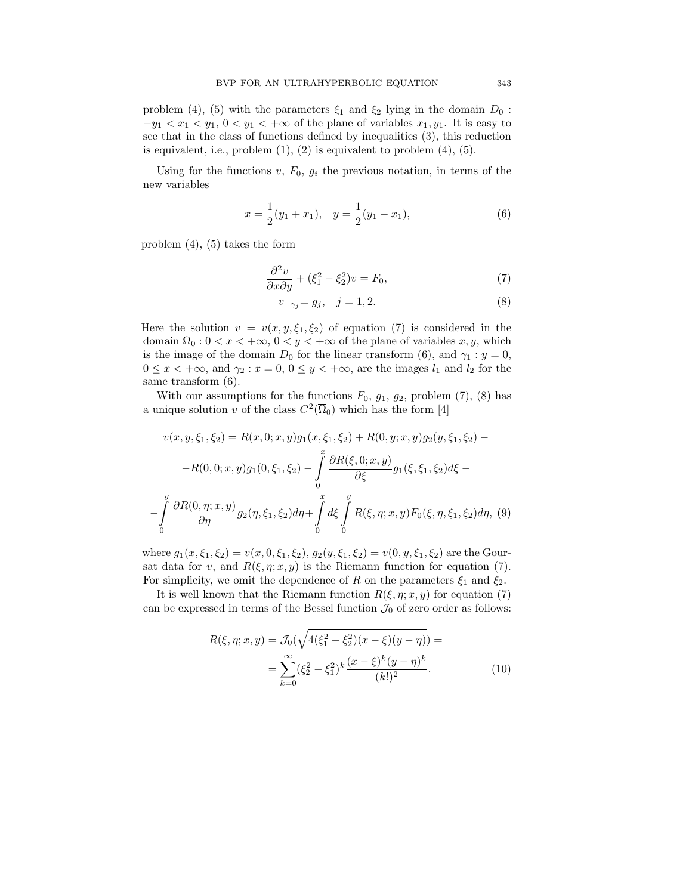problem (4), (5) with the parameters $\xi_1$ and $\xi_2$ lying in the domain $D_0$ : $-y_1 < x_1 < y_1$, $0 < y_1 < +\infty$ of the plane of variables $x_1, y_1$. It is easy to see that in the class of functions defined by inequalities (3), this reduction is equivalent, i.e., problem (1), (2) is equivalent to problem (4), (5).

Using for the functions $v$, $F_0$, $g_i$ the previous notation, in terms of the new variables

$$x = \frac{1}{2}(y_1 + x_1), \quad y = \frac{1}{2}(y_1 - x_1), \tag{6}$$

problem (4), (5) takes the form

$$\frac{\partial^2 v}{\partial x \partial y} + (\xi_1^2 - \xi_2^2)v = F_0, \tag{7}$$

$$v\,|_{\gamma_j} = g_j, \quad j = 1, 2. \tag{8}$$

Here the solution $v = v(x, y, \xi_1, \xi_2)$ of equation (7) is considered in the domain $\Omega_0 : 0 < x < +\infty$, $0 < y < +\infty$ of the plane of variables $x, y$, which is the image of the domain $D_0$ for the linear transform (6), and $\gamma_1 : y = 0$, $0 \le x < +\infty$, and $\gamma_2 : x = 0$, $0 \le y < +\infty$, are the images $l_1$ and $l_2$ for the same transform (6).

With our assumptions for the functions $F_0$, $g_1$, $g_2$, problem (7), (8) has a unique solution $v$ of the class $C^2(\overline{\Omega}_0)$ which has the form [4]

$$\begin{aligned} v(x, y, \xi_1, \xi_2) &= R(x, 0; x, y)g_1(x, \xi_1, \xi_2) + R(0, y; x, y)g_2(y, \xi_1, \xi_2) - \\ &- R(0, 0; x, y)g_1(0, \xi_1, \xi_2) - \int\limits_0^x \frac{\partial R(\xi, 0; x, y)}{\partial \xi} g_1(\xi, \xi_1, \xi_2)d\xi - \\ &- \int\limits_0^y \frac{\partial R(0, \eta; x, y)}{\partial \eta} g_2(\eta, \xi_1, \xi_2)d\eta + \int\limits_0^x d\xi \int\limits_0^y R(\xi, \eta; x, y)F_0(\xi, \eta, \xi_1, \xi_2)d\eta, \end{aligned} \tag{9}$$

where $g_1(x, \xi_1, \xi_2) = v(x, 0, \xi_1, \xi_2)$, $g_2(y, \xi_1, \xi_2) = v(0, y, \xi_1, \xi_2)$ are the Goursat data for $v$, and $R(\xi, \eta; x, y)$ is the Riemann function for equation (7). For simplicity, we omit the dependence of $R$ on the parameters $\xi_1$ and $\xi_2$.

It is well known that the Riemann function $R(\xi, \eta; x, y)$ for equation (7) can be expressed in terms of the Bessel function $\mathcal{J}_0$ of zero order as follows:

$$\begin{aligned} R(\xi, \eta; x, y) &= \mathcal{J}_0\left(\sqrt{4(\xi_1^2 - \xi_2^2)(x - \xi)(y - \eta)}\right) = \\ &= \sum_{k=0}^{\infty} (\xi_2^2 - \xi_1^2)^k \frac{(x - \xi)^k (y - \eta)^k}{(k!)^2}. \end{aligned} \tag{10}$$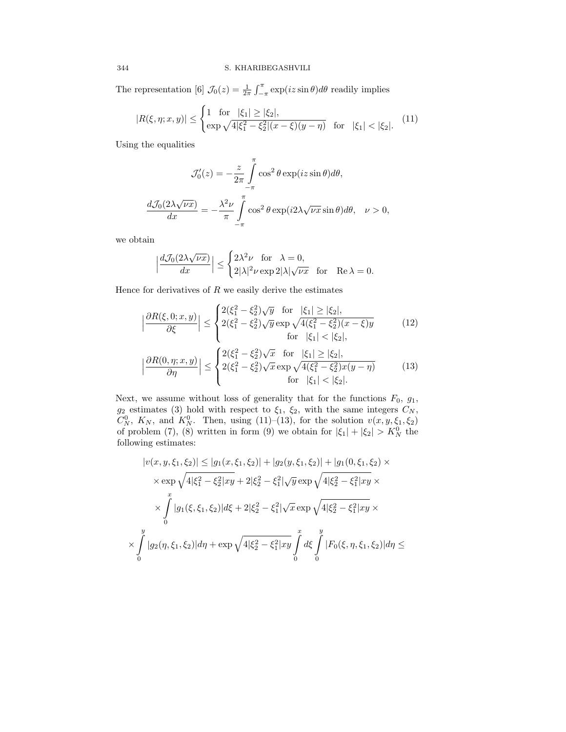The representation [6] $\mathcal{J}_0(z)=\frac{1}{2\pi}\int_{-\pi}^{\pi}\exp(iz\sin\theta)d\theta$ readily implies

$$
|R(\xi,\eta;x,y)|\le\begin{cases}1 & \text{for}\quad |\xi_1|\ge|\xi_2|,\\ \exp\sqrt{4|\xi_1^2-\xi_2^2|(x-\xi)(y-\eta)} & \text{for}\quad |\xi_1|<|\xi_2|.\end{cases}\tag{11}
$$

Using the equalities

$$
\mathcal{J}_0'(z)=-\frac{z}{2\pi}\int\limits_{-\pi}^{\pi}\cos^2\theta\exp(iz\sin\theta)d\theta,
$$

$$
\frac{d\mathcal{J}_0(2\lambda\sqrt{\nu x})}{dx}=-\frac{\lambda^2\nu}{\pi}\int\limits_{-\pi}^{\pi}\cos^2\theta\exp(i2\lambda\sqrt{\nu x}\sin\theta)d\theta,\quad \nu>0,
$$

we obtain

$$
\Big|\frac{d\mathcal{J}_0(2\lambda\sqrt{\nu x})}{dx}\Big|\le\begin{cases}2\lambda^2\nu & \text{for}\quad \lambda=0,\\ 2|\lambda|^2\nu\exp 2|\lambda|\sqrt{\nu x} & \text{for}\quad \operatorname{Re}\lambda=0.\end{cases}
$$

Hence for derivatives of $R$ we easily derive the estimates

$$
\Big|\frac{\partial R(\xi,0;x,y)}{\partial\xi}\Big|\le\begin{cases}2(\xi_1^2-\xi_2^2)\sqrt{y} & \text{for}\quad |\xi_1|\ge|\xi_2|,\\ 2(\xi_1^2-\xi_2^2)\sqrt{y}\exp\sqrt{4(\xi_1^2-\xi_2^2)(x-\xi)y} & \\ & \text{for}\quad |\xi_1|<|\xi_2|,\end{cases}\tag{12}
$$

$$
\Big|\frac{\partial R(0,\eta;x,y)}{\partial\eta}\Big|\le\begin{cases}2(\xi_1^2-\xi_2^2)\sqrt{x} & \text{for}\quad |\xi_1|\ge|\xi_2|,\\ 2(\xi_1^2-\xi_2^2)\sqrt{x}\exp\sqrt{4(\xi_1^2-\xi_2^2)x(y-\eta)} & \\ & \text{for}\quad |\xi_1|<|\xi_2|.\end{cases}\tag{13}
$$

Next, we assume without loss of generality that for the functions $F_0$, $g_1$, $g_2$ estimates (3) hold with respect to $\xi_1$, $\xi_2$, with the same integers $C_N$, $C_N^0$, $K_N$, and $K_N^0$. Then, using (11)–(13), for the solution $v(x,y,\xi_1,\xi_2)$ of problem (7), (8) written in form (9) we obtain for $|\xi_1|+|\xi_2|>K_N^0$ the following estimates:

$$
\begin{aligned}
|v(x,y,\xi_1,\xi_2)|&\le|g_1(x,\xi_1,\xi_2)|+|g_2(y,\xi_1,\xi_2)|+|g_1(0,\xi_1,\xi_2)|\times\\
&\times\exp\sqrt{4|\xi_1^2-\xi_2^2|xy}+2|\xi_2^2-\xi_1^2|\sqrt{y}\exp\sqrt{4|\xi_2^2-\xi_1^2|xy}\times\\
&\times\int\limits_0^x|g_1(\xi,\xi_1,\xi_2)|d\xi+2|\xi_2^2-\xi_1^2|\sqrt{x}\exp\sqrt{4|\xi_2^2-\xi_1^2|xy}\times\\
&\times\int\limits_0^y|g_2(\eta,\xi_1,\xi_2)|d\eta+\exp\sqrt{4|\xi_2^2-\xi_1^2|xy}\int\limits_0^x d\xi\int\limits_0^y|F_0(\xi,\eta,\xi_1,\xi_2)|d\eta\le
\end{aligned}
$$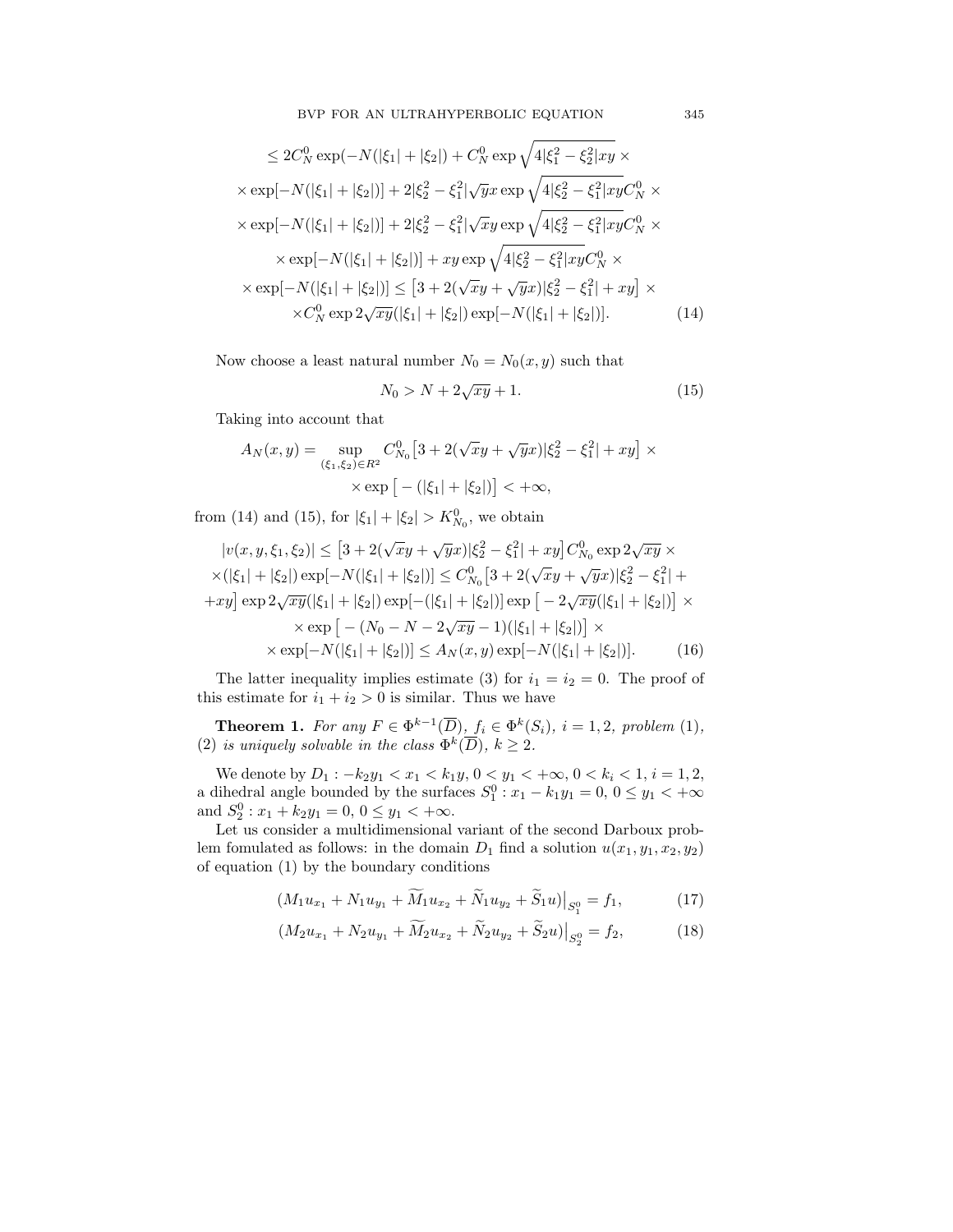$$
\begin{gathered}
\leq 2C_N^0 \exp(-N(|\xi_1|+|\xi_2|) + C_N^0 \exp\sqrt{4|\xi_1^2-\xi_2^2|xy} \times \\
\times \exp[-N(|\xi_1|+|\xi_2|)] + 2|\xi_2^2-\xi_1^2|\sqrt{y}x \exp\sqrt{4|\xi_2^2-\xi_1^2|xy} C_N^0 \times \\
\times \exp[-N(|\xi_1|+|\xi_2|)] + 2|\xi_2^2-\xi_1^2|\sqrt{x}y \exp\sqrt{4|\xi_2^2-\xi_1^2|xy} C_N^0 \times \\
\times \exp[-N(|\xi_1|+|\xi_2|)] + xy \exp\sqrt{4|\xi_2^2-\xi_1^2|xy} C_N^0 \times \\
\times \exp[-N(|\xi_1|+|\xi_2|)] \leq \big[3 + 2(\sqrt{x}y+\sqrt{y}x)|\xi_2^2-\xi_1^2| + xy\big] \times \\
\times C_N^0 \exp 2\sqrt{xy}(|\xi_1|+|\xi_2|) \exp[-N(|\xi_1|+|\xi_2|)]. \qquad (14)
\end{gathered}
$$

Now choose a least natural number $N_0 = N_0(x,y)$ such that

$$
N_0 > N + 2\sqrt{xy} + 1. \qquad (15)
$$

Taking into account that

$$
\begin{gathered}
A_N(x,y) = \sup_{(\xi_1,\xi_2)\in R^2} C_{N_0}^0 \big[3 + 2(\sqrt{x}y+\sqrt{y}x)|\xi_2^2-\xi_1^2| + xy\big] \times \\
\times \exp\big[-(|\xi_1|+|\xi_2|)\big] < +\infty,
\end{gathered}
$$

from (14) and (15), for $|\xi_1|+|\xi_2| > K_{N_0}^0$, we obtain

$$
\begin{gathered}
|v(x,y,\xi_1,\xi_2)| \leq \big[3 + 2(\sqrt{x}y+\sqrt{y}x)|\xi_2^2-\xi_1^2| + xy\big] C_{N_0}^0 \exp 2\sqrt{xy} \times \\
\times (|\xi_1|+|\xi_2|) \exp[-N(|\xi_1|+|\xi_2|)] \leq C_{N_0}^0 \big[3 + 2(\sqrt{x}y+\sqrt{y}x)|\xi_2^2-\xi_1^2| + \\
+ xy\big] \exp 2\sqrt{xy}(|\xi_1|+|\xi_2|) \exp[-(|\xi_1|+|\xi_2|)] \exp\big[-2\sqrt{xy}(|\xi_1|+|\xi_2|)\big] \times \\
\times \exp\big[-(N_0 - N - 2\sqrt{xy} - 1)(|\xi_1|+|\xi_2|)\big] \times \\
\times \exp[-N(|\xi_1|+|\xi_2|)] \leq A_N(x,y) \exp[-N(|\xi_1|+|\xi_2|)]. \qquad (16)
\end{gathered}
$$

The latter inequality implies estimate (3) for $i_1 = i_2 = 0$. The proof of this estimate for $i_1 + i_2 > 0$ is similar. Thus we have

**Theorem 1.** *For any $F \in \Phi^{k-1}(\overline{D})$, $f_i \in \Phi^k(S_i)$, $i = 1,2$, problem* (1), (2) *is uniquely solvable in the class $\Phi^k(\overline{D})$, $k \geq 2$.*

We denote by $D_1 : -k_2 y_1 < x_1 < k_1 y$, $0 < y_1 < +\infty$, $0 < k_i < 1$, $i = 1,2$, a dihedral angle bounded by the surfaces $S_1^0 : x_1 - k_1 y_1 = 0$, $0 \leq y_1 < +\infty$ and $S_2^0 : x_1 + k_2 y_1 = 0$, $0 \leq y_1 < +\infty$.

Let us consider a multidimensional variant of the second Darboux problem fomulated as follows: in the domain $D_1$ find a solution $u(x_1, y_1, x_2, y_2)$ of equation (1) by the boundary conditions

$$
\big(M_1 u_{x_1} + N_1 u_{y_1} + \widetilde{M}_1 u_{x_2} + \widetilde{N}_1 u_{y_2} + \widetilde{S}_1 u\big)\big|_{S_1^0} = f_1, \qquad (17)
$$

$$
\big(M_2 u_{x_1} + N_2 u_{y_1} + \widetilde{M}_2 u_{x_2} + \widetilde{N}_2 u_{y_2} + \widetilde{S}_2 u\big)\big|_{S_2^0} = f_2, \qquad (18)
$$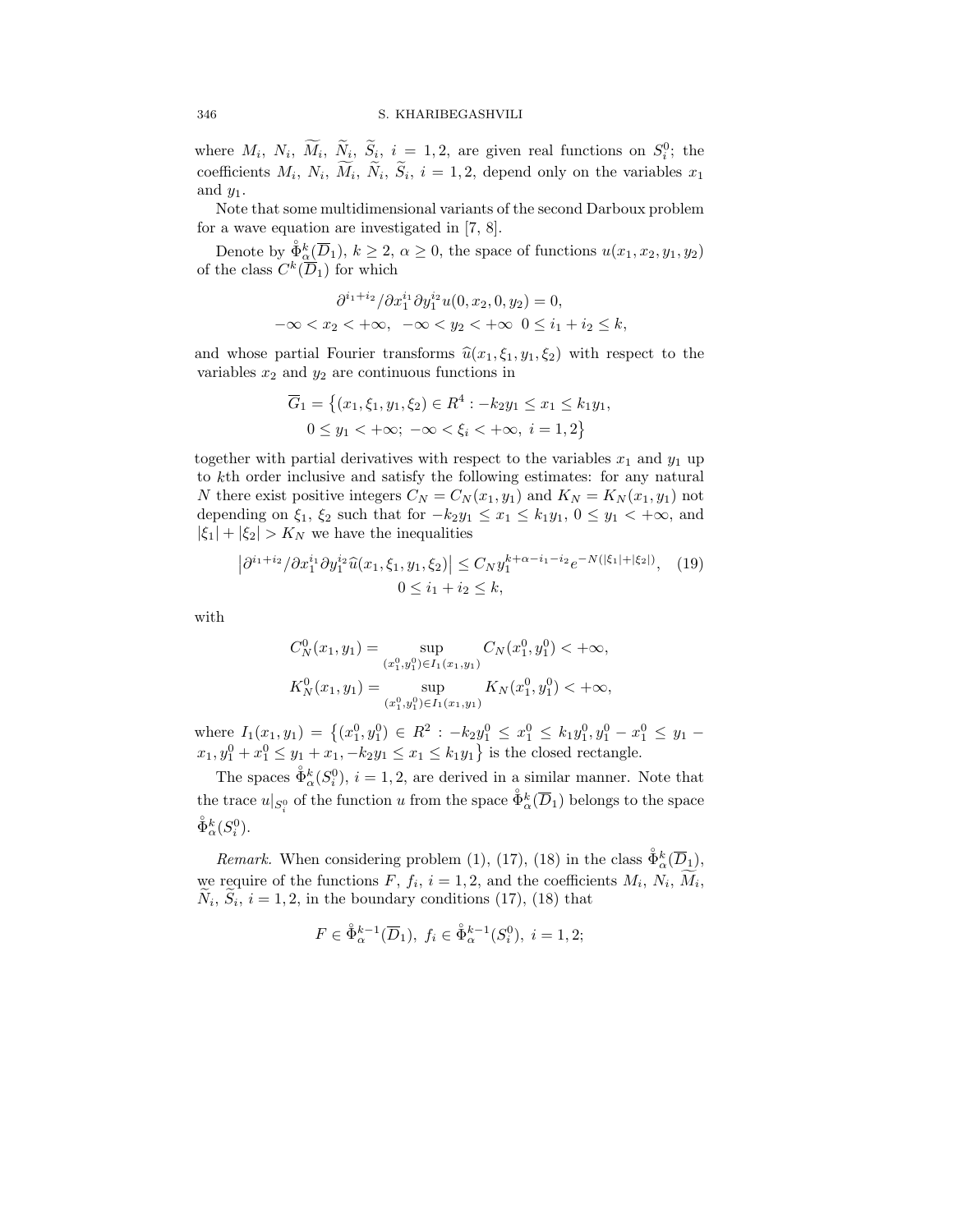where $M_i$, $N_i$, $\widetilde{M}_i$, $\widetilde{N}_i$, $\widetilde{S}_i$, $i = 1, 2$, are given real functions on $S_i^0$; the coefficients $M_i$, $N_i$, $\widetilde{M}_i$, $\widetilde{N}_i$, $\widetilde{S}_i$, $i = 1, 2$, depend only on the variables $x_1$ and $y_1$.

Note that some multidimensional variants of the second Darboux problem for a wave equation are investigated in [7, 8].

Denote by $\overset{\circ}{\Phi}{}^k_\alpha(\overline{D}_1)$, $k \geq 2$, $\alpha \geq 0$, the space of functions $u(x_1, x_2, y_1, y_2)$ of the class $C^k(\overline{D}_1)$ for which

$$
\begin{gathered}
\partial^{i_1+i_2}/\partial x_1^{i_1} \partial y_1^{i_2} u(0, x_2, 0, y_2) = 0, \\
-\infty < x_2 < +\infty, \quad -\infty < y_2 < +\infty \quad 0 \leq i_1 + i_2 \leq k,
\end{gathered}
$$

and whose partial Fourier transforms $\widehat{u}(x_1, \xi_1, y_1, \xi_2)$ with respect to the variables $x_2$ and $y_2$ are continuous functions in

$$
\begin{gathered}
\overline{G}_1 = \big\{(x_1, \xi_1, y_1, \xi_2) \in R^4 : -k_2 y_1 \leq x_1 \leq k_1 y_1, \\
0 \leq y_1 < +\infty; \ -\infty < \xi_i < +\infty, \ i = 1, 2\big\}
\end{gathered}
$$

together with partial derivatives with respect to the variables $x_1$ and $y_1$ up to $k$th order inclusive and satisfy the following estimates: for any natural $N$ there exist positive integers $C_N = C_N(x_1, y_1)$ and $K_N = K_N(x_1, y_1)$ not depending on $\xi_1$, $\xi_2$ such that for $-k_2 y_1 \leq x_1 \leq k_1 y_1$, $0 \leq y_1 < +\infty$, and $|\xi_1| + |\xi_2| > K_N$ we have the inequalities

$$
\begin{gathered}
\big|\partial^{i_1+i_2}/\partial x_1^{i_1} \partial y_1^{i_2} \widehat{u}(x_1, \xi_1, y_1, \xi_2)\big| \leq C_N y_1^{k+\alpha-i_1-i_2} e^{-N(|\xi_1|+|\xi_2|)}, \\
0 \leq i_1 + i_2 \leq k,
\end{gathered} \tag{19}
$$

with

$$
\begin{gathered}
C_N^0(x_1, y_1) = \sup_{(x_1^0, y_1^0) \in I_1(x_1, y_1)} C_N(x_1^0, y_1^0) < +\infty, \\
K_N^0(x_1, y_1) = \sup_{(x_1^0, y_1^0) \in I_1(x_1, y_1)} K_N(x_1^0, y_1^0) < +\infty,
\end{gathered}
$$

where $I_1(x_1, y_1) = \big\{(x_1^0, y_1^0) \in R^2 : -k_2 y_1^0 \leq x_1^0 \leq k_1 y_1^0, y_1^0 - x_1^0 \leq y_1 - x_1, y_1^0 + x_1^0 \leq y_1 + x_1, -k_2 y_1 \leq x_1 \leq k_1 y_1\big\}$ is the closed rectangle.

The spaces $\overset{\circ}{\Phi}{}^k_\alpha(S_i^0)$, $i = 1, 2$, are derived in a similar manner. Note that the trace $u|_{S_i^0}$ of the function $u$ from the space $\overset{\circ}{\Phi}{}^k_\alpha(\overline{D}_1)$ belongs to the space $\overset{\circ}{\Phi}{}^k_\alpha(S_i^0)$.

*Remark.* When considering problem (1), (17), (18) in the class $\overset{\circ}{\Phi}{}^k_\alpha(\overline{D}_1)$, we require of the functions $F$, $f_i$, $i = 1, 2$, and the coefficients $M_i$, $N_i$, $\widetilde{M}_i$, $\widetilde{N}_i$, $\widetilde{S}_i$, $i = 1, 2$, in the boundary conditions (17), (18) that

$$
F \in \overset{\circ}{\Phi}{}^{k-1}_\alpha(\overline{D}_1), \ f_i \in \overset{\circ}{\Phi}{}^{k-1}_\alpha(S_i^0), \ i = 1, 2;
$$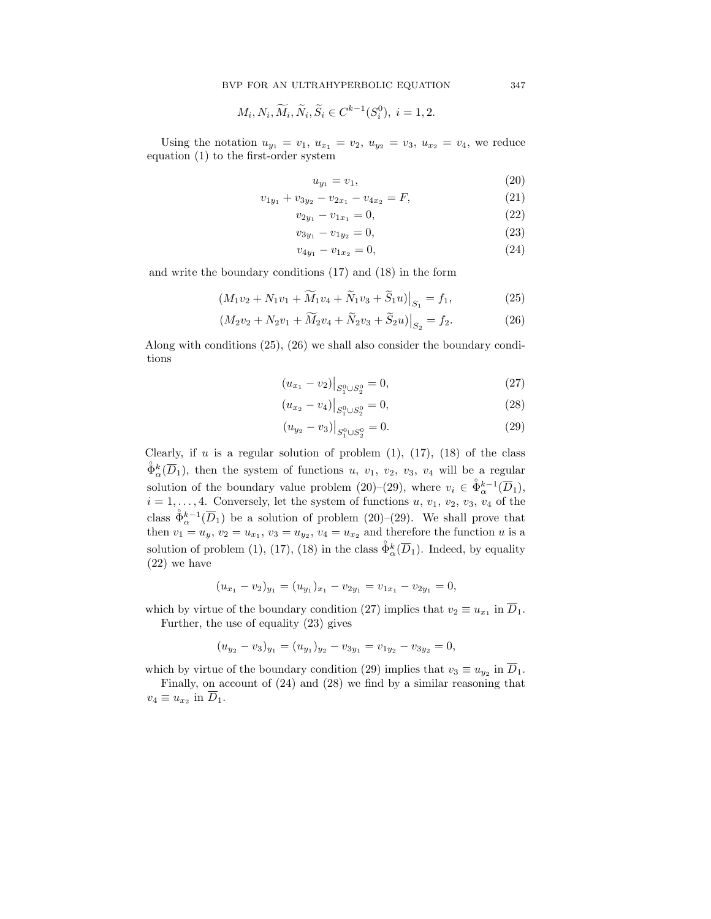$$M_i, N_i, \widetilde{M}_i, \widetilde{N}_i, \widetilde{S}_i \in C^{k-1}(S_i^0),\ i = 1, 2.$$

Using the notation $u_{y_1} = v_1$, $u_{x_1} = v_2$, $u_{y_2} = v_3$, $u_{x_2} = v_4$, we reduce equation (1) to the first-order system

$$u_{y_1} = v_1, \tag{20}$$

$$v_{1y_1} + v_{3y_2} - v_{2x_1} - v_{4x_2} = F, \tag{21}$$

$$v_{2y_1} - v_{1x_1} = 0, \tag{22}$$

$$v_{3y_1} - v_{1y_2} = 0, \tag{23}$$

$$v_{4y_1} - v_{1x_2} = 0, \tag{24}$$

and write the boundary conditions (17) and (18) in the form

$$\big(M_1 v_2 + N_1 v_1 + \widetilde{M}_1 v_4 + \widetilde{N}_1 v_3 + \widetilde{S}_1 u\big)\big|_{S_1} = f_1, \tag{25}$$

$$\big(M_2 v_2 + N_2 v_1 + \widetilde{M}_2 v_4 + \widetilde{N}_2 v_3 + \widetilde{S}_2 u\big)\big|_{S_2} = f_2. \tag{26}$$

Along with conditions (25), (26) we shall also consider the boundary conditions

$$(u_{x_1} - v_2)\big|_{S_1^0 \cup S_2^0} = 0, \tag{27}$$

$$(u_{x_2} - v_4)\big|_{S_1^0 \cup S_2^0} = 0, \tag{28}$$

$$(u_{y_2} - v_3)\big|_{S_1^0 \cup S_2^0} = 0. \tag{29}$$

Clearly, if $u$ is a regular solution of problem (1), (17), (18) of the class $\overset{\circ}{\Phi}{}^k_\alpha(\overline{D}_1)$, then the system of functions $u$, $v_1$, $v_2$, $v_3$, $v_4$ will be a regular solution of the boundary value problem (20)–(29), where $v_i \in \overset{\circ}{\Phi}{}^{k-1}_\alpha(\overline{D}_1)$, $i = 1, \dots, 4$. Conversely, let the system of functions $u$, $v_1$, $v_2$, $v_3$, $v_4$ of the class $\overset{\circ}{\Phi}{}^{k-1}_\alpha(\overline{D}_1)$ be a solution of problem (20)–(29). We shall prove that then $v_1 = u_y$, $v_2 = u_{x_1}$, $v_3 = u_{y_2}$, $v_4 = u_{x_2}$ and therefore the function $u$ is a solution of problem (1), (17), (18) in the class $\overset{\circ}{\Phi}{}^k_\alpha(\overline{D}_1)$. Indeed, by equality (22) we have

$$(u_{x_1} - v_2)_{y_1} = (u_{y_1})_{x_1} - v_{2y_1} = v_{1x_1} - v_{2y_1} = 0,$$

which by virtue of the boundary condition (27) implies that $v_2 \equiv u_{x_1}$ in $\overline{D}_1$.

Further, the use of equality (23) gives

$$(u_{y_2} - v_3)_{y_1} = (u_{y_1})_{y_2} - v_{3y_1} = v_{1y_2} - v_{3y_2} = 0,$$

which by virtue of the boundary condition (29) implies that $v_3 \equiv u_{y_2}$ in $\overline{D}_1$.

Finally, on account of (24) and (28) we find by a similar reasoning that $v_4 \equiv u_{x_2}$ in $\overline{D}_1$.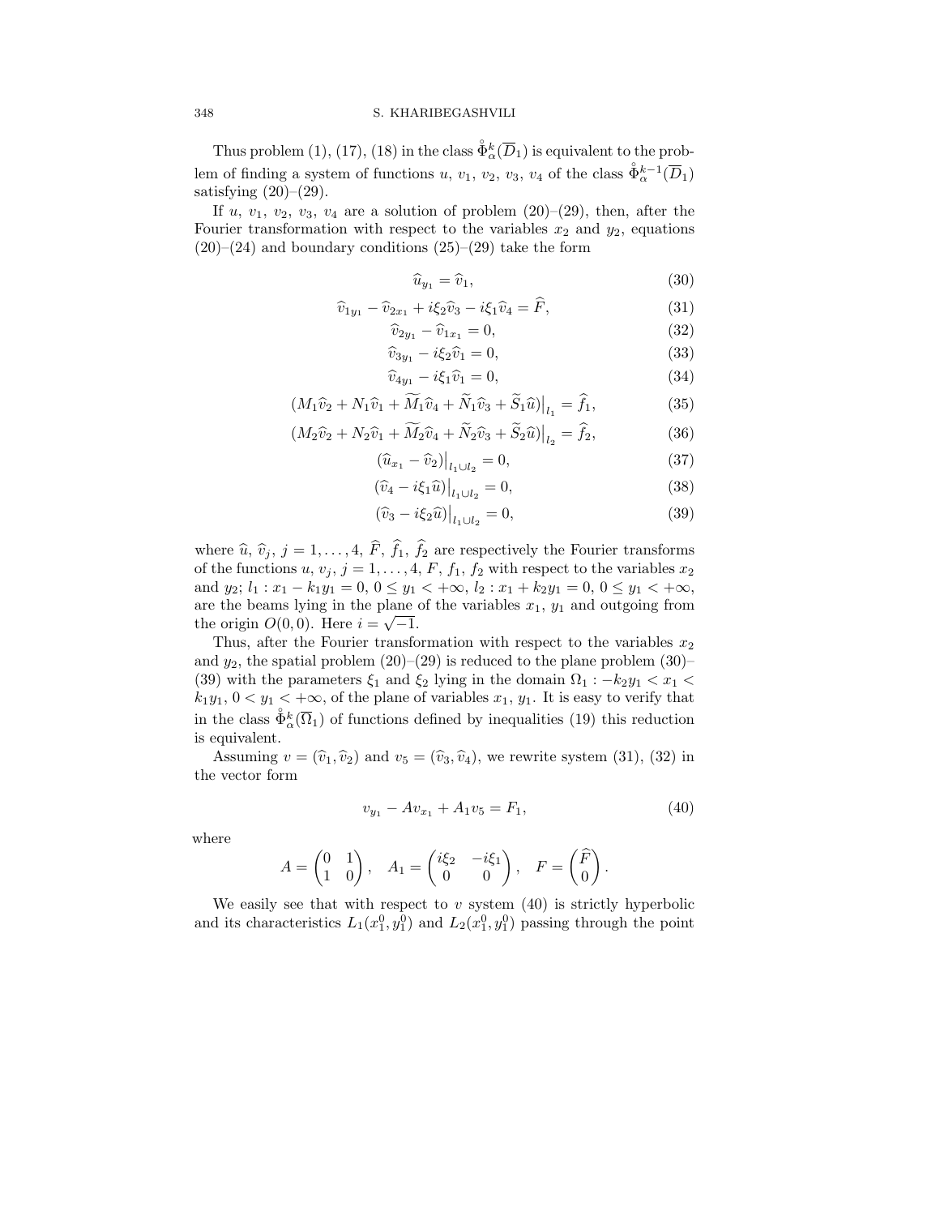Thus problem (1), (17), (18) in the class $\overset{\circ}{\Phi}{}^k_\alpha(\overline{D}_1)$ is equivalent to the problem of finding a system of functions $u$, $v_1$, $v_2$, $v_3$, $v_4$ of the class $\overset{\circ}{\Phi}{}^{k-1}_\alpha(\overline{D}_1)$ satisfying (20)–(29).

If $u$, $v_1$, $v_2$, $v_3$, $v_4$ are a solution of problem (20)–(29), then, after the Fourier transformation with respect to the variables $x_2$ and $y_2$, equations (20)–(24) and boundary conditions (25)–(29) take the form

$$\widehat{u}_{y_1} = \widehat{v}_1, \tag{30}$$

$$\widehat{v}_{1y_1} - \widehat{v}_{2x_1} + i\xi_2\widehat{v}_3 - i\xi_1\widehat{v}_4 = \widehat{F}, \tag{31}$$

$$\widehat{v}_{2y_1} - \widehat{v}_{1x_1} = 0, \tag{32}$$

$$\widehat{v}_{3y_1} - i\xi_2\widehat{v}_1 = 0, \tag{33}$$

$$\widehat{v}_{4y_1} - i\xi_1\widehat{v}_1 = 0, \tag{34}$$

$$\big(M_1\widehat{v}_2 + N_1\widehat{v}_1 + \widetilde{M}_1\widehat{v}_4 + \widetilde{N}_1\widehat{v}_3 + \widetilde{S}_1\widehat{u}\big)\big|_{l_1} = \widehat{f}_1, \tag{35}$$

$$\big(M_2\widehat{v}_2 + N_2\widehat{v}_1 + \widetilde{M}_2\widehat{v}_4 + \widetilde{N}_2\widehat{v}_3 + \widetilde{S}_2\widehat{u}\big)\big|_{l_2} = \widehat{f}_2, \tag{36}$$

$$(\widehat{u}_{x_1} - \widehat{v}_2)\big|_{l_1\cup l_2} = 0, \tag{37}$$

$$(\widehat{v}_4 - i\xi_1\widehat{u})\big|_{l_1\cup l_2} = 0, \tag{38}$$

$$(\widehat{v}_3 - i\xi_2\widehat{u})\big|_{l_1\cup l_2} = 0, \tag{39}$$

where $\widehat{u}$, $\widehat{v}_j$, $j = 1,\dots,4$, $\widehat{F}$, $\widehat{f}_1$, $\widehat{f}_2$ are respectively the Fourier transforms of the functions $u$, $v_j$, $j = 1,\dots,4$, $F$, $f_1$, $f_2$ with respect to the variables $x_2$ and $y_2$; $l_1 : x_1 - k_1y_1 = 0$, $0 \le y_1 < +\infty$, $l_2 : x_1 + k_2y_1 = 0$, $0 \le y_1 < +\infty$, are the beams lying in the plane of the variables $x_1$, $y_1$ and outgoing from the origin $O(0,0)$. Here $i = \sqrt{-1}$.

Thus, after the Fourier transformation with respect to the variables $x_2$ and $y_2$, the spatial problem (20)–(29) is reduced to the plane problem (30)–(39) with the parameters $\xi_1$ and $\xi_2$ lying in the domain $\Omega_1 : -k_2y_1 < x_1 < k_1y_1$, $0 < y_1 < +\infty$, of the plane of variables $x_1$, $y_1$. It is easy to verify that in the class $\overset{\circ}{\Phi}{}^k_\alpha(\overline{\Omega}_1)$ of functions defined by inequalities (19) this reduction is equivalent.

Assuming $v = (\widehat{v}_1, \widehat{v}_2)$ and $v_5 = (\widehat{v}_3, \widehat{v}_4)$, we rewrite system (31), (32) in the vector form

$$v_{y_1} - Av_{x_1} + A_1v_5 = F_1, \tag{40}$$

where

$$A = \begin{pmatrix} 0 & 1 \\ 1 & 0 \end{pmatrix}, \quad A_1 = \begin{pmatrix} i\xi_2 & -i\xi_1 \\ 0 & 0 \end{pmatrix}, \quad F = \begin{pmatrix} \widehat{F} \\ 0 \end{pmatrix}.$$

We easily see that with respect to $v$ system (40) is strictly hyperbolic and its characteristics $L_1(x_1^0, y_1^0)$ and $L_2(x_1^0, y_1^0)$ passing through the point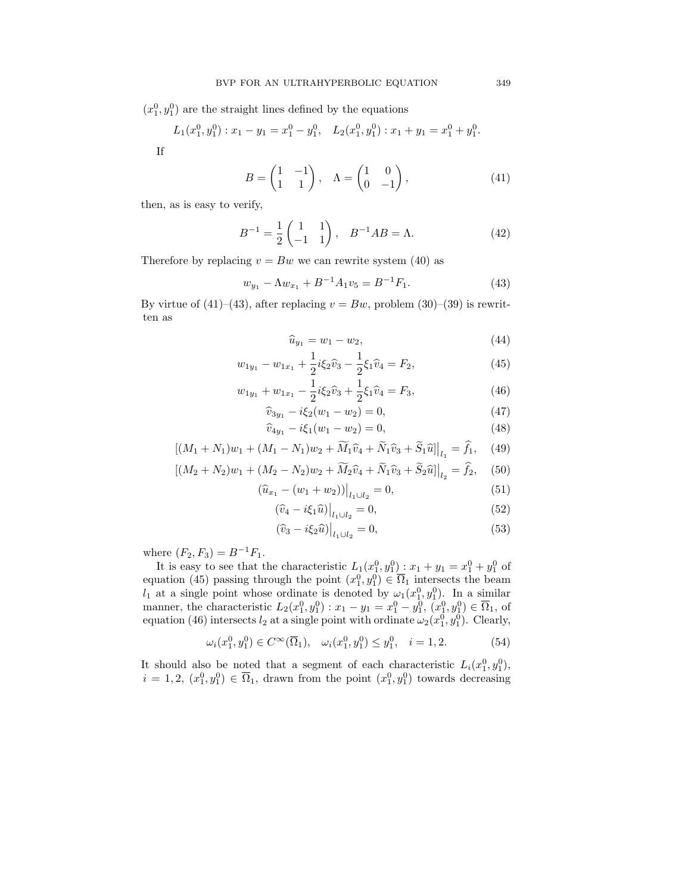$(x_1^0, y_1^0)$ are the straight lines defined by the equations

$$L_1(x_1^0, y_1^0) : x_1 - y_1 = x_1^0 - y_1^0, \quad L_2(x_1^0, y_1^0) : x_1 + y_1 = x_1^0 + y_1^0.$$

If

$$B = \begin{pmatrix} 1 & -1 \\ 1 & 1 \end{pmatrix}, \quad \Lambda = \begin{pmatrix} 1 & 0 \\ 0 & -1 \end{pmatrix}, \tag{41}$$

then, as is easy to verify,

$$B^{-1} = \frac{1}{2} \begin{pmatrix} 1 & 1 \\ -1 & 1 \end{pmatrix}, \quad B^{-1}AB = \Lambda. \tag{42}$$

Therefore by replacing $v = Bw$ we can rewrite system (40) as

$$w_{y_1} - \Lambda w_{x_1} + B^{-1} A_1 v_5 = B^{-1} F_1. \tag{43}$$

By virtue of (41)–(43), after replacing $v = Bw$, problem (30)–(39) is rewritten as

$$\widehat{u}_{y_1} = w_1 - w_2, \tag{44}$$

$$w_{1y_1} - w_{1x_1} + \frac{1}{2} i\xi_2 \widehat{v}_3 - \frac{1}{2}\xi_1 \widehat{v}_4 = F_2, \tag{45}$$

$$w_{1y_1} + w_{1x_1} - \frac{1}{2} i\xi_2 \widehat{v}_3 + \frac{1}{2}\xi_1 \widehat{v}_4 = F_3, \tag{46}$$

$$\widehat{v}_{3y_1} - i\xi_2(w_1 - w_2) = 0, \tag{47}$$

$$\widehat{v}_{4y_1} - i\xi_1(w_1 - w_2) = 0, \tag{48}$$

$$\left[(M_1 + N_1)w_1 + (M_1 - N_1)w_2 + \widetilde{M}_1 \widehat{v}_4 + \widetilde{N}_1 \widehat{v}_3 + \widetilde{S}_1 \widehat{u}\right]\Big|_{l_1} = \widehat{f}_1, \tag{49}$$

$$\left[(M_2 + N_2)w_1 + (M_2 - N_2)w_2 + \widetilde{M}_2 \widehat{v}_4 + \widetilde{N}_1 \widehat{v}_3 + \widetilde{S}_2 \widehat{u}\right]\Big|_{l_2} = \widehat{f}_2, \tag{50}$$

$$\left(\widehat{u}_{x_1} - (w_1 + w_2)\right)\Big|_{l_1 \cup l_2} = 0, \tag{51}$$

$$\left(\widehat{v}_4 - i\xi_1 \widehat{u}\right)\Big|_{l_1 \cup l_2} = 0, \tag{52}$$

$$\left(\widehat{v}_3 - i\xi_2 \widehat{u}\right)\Big|_{l_1 \cup l_2} = 0, \tag{53}$$

where $(F_2, F_3) = B^{-1} F_1$.

It is easy to see that the characteristic $L_1(x_1^0, y_1^0) : x_1 + y_1 = x_1^0 + y_1^0$ of equation (45) passing through the point $(x_1^0, y_1^0) \in \overline{\Omega}_1$ intersects the beam $l_1$ at a single point whose ordinate is denoted by $\omega_1(x_1^0, y_1^0)$. In a similar manner, the characteristic $L_2(x_1^0, y_1^0) : x_1 - y_1 = x_1^0 - y_1^0$, $(x_1^0, y_1^0) \in \overline{\Omega}_1$, of equation (46) intersects $l_2$ at a single point with ordinate $\omega_2(x_1^0, y_1^0)$. Clearly,

$$\omega_i(x_1^0, y_1^0) \in C^\infty(\overline{\Omega}_1), \quad \omega_i(x_1^0, y_1^0) \le y_1^0, \quad i = 1, 2. \tag{54}$$

It should also be noted that a segment of each characteristic $L_i(x_1^0, y_1^0)$, $i = 1, 2$, $(x_1^0, y_1^0) \in \overline{\Omega}_1$, drawn from the point $(x_1^0, y_1^0)$ towards decreasing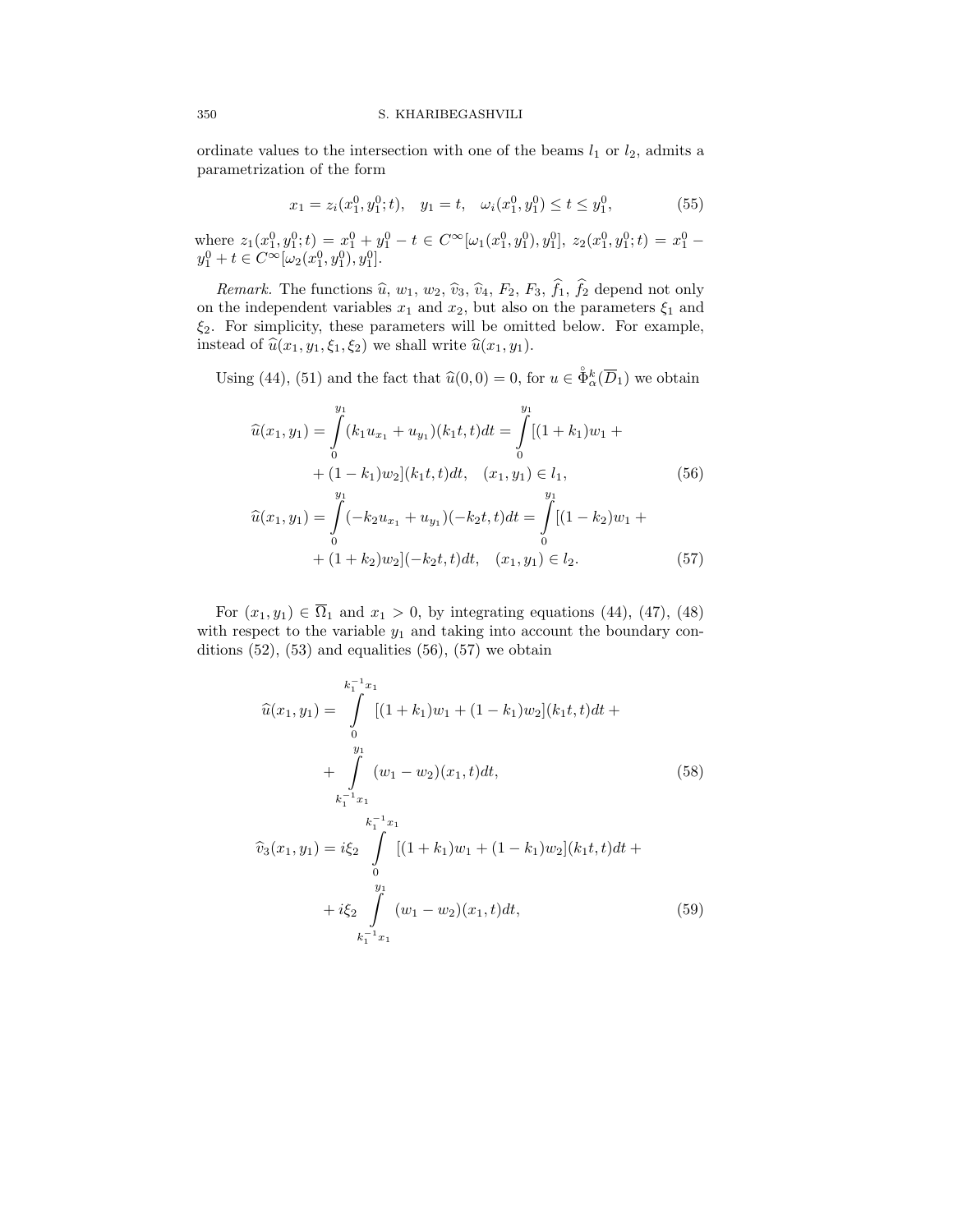ordinate values to the intersection with one of the beams $l_1$ or $l_2$, admits a parametrization of the form

$$x_1 = z_i(x_1^0, y_1^0; t), \quad y_1 = t, \quad \omega_i(x_1^0, y_1^0) \leq t \leq y_1^0, \tag{55}$$

where $z_1(x_1^0, y_1^0; t) = x_1^0 + y_1^0 - t \in C^\infty[\omega_1(x_1^0, y_1^0), y_1^0]$, $z_2(x_1^0, y_1^0; t) = x_1^0 - y_1^0 + t \in C^\infty[\omega_2(x_1^0, y_1^0), y_1^0]$.

*Remark.* The functions $\widehat{u}$, $w_1$, $w_2$, $\widehat{v}_3$, $\widehat{v}_4$, $F_2$, $F_3$, $\widehat{f}_1$, $\widehat{f}_2$ depend not only on the independent variables $x_1$ and $x_2$, but also on the parameters $\xi_1$ and $\xi_2$. For simplicity, these parameters will be omitted below. For example, instead of $\widehat{u}(x_1, y_1, \xi_1, \xi_2)$ we shall write $\widehat{u}(x_1, y_1)$.

Using (44), (51) and the fact that $\widehat{u}(0,0) = 0$, for $u \in \overset{\circ}{\Phi}{}_\alpha^k(\overline{D}_1)$ we obtain

$$\begin{aligned}
\widehat{u}(x_1, y_1) &= \int_0^{y_1} (k_1 u_{x_1} + u_{y_1})(k_1 t, t)dt = \int_0^{y_1} [(1+k_1)w_1 + \\
&\quad + (1-k_1)w_2](k_1 t, t)dt, \quad (x_1, y_1) \in l_1,
\end{aligned} \tag{56}$$

$$\begin{aligned}
\widehat{u}(x_1, y_1) &= \int_0^{y_1} (-k_2 u_{x_1} + u_{y_1})(-k_2 t, t)dt = \int_0^{y_1} [(1-k_2)w_1 + \\
&\quad + (1+k_2)w_2](-k_2 t, t)dt, \quad (x_1, y_1) \in l_2.
\end{aligned} \tag{57}$$

For $(x_1, y_1) \in \overline{\Omega}_1$ and $x_1 > 0$, by integrating equations (44), (47), (48) with respect to the variable $y_1$ and taking into account the boundary conditions (52), (53) and equalities (56), (57) we obtain

$$\begin{aligned}
\widehat{u}(x_1, y_1) = &\int_0^{k_1^{-1}x_1} [(1+k_1)w_1 + (1-k_1)w_2](k_1 t, t)dt + \\
&+ \int_{k_1^{-1}x_1}^{y_1} (w_1 - w_2)(x_1, t)dt,
\end{aligned} \tag{58}$$

$$\begin{aligned}
\widehat{v}_3(x_1, y_1) = i\xi_2 &\int_0^{k_1^{-1}x_1} [(1+k_1)w_1 + (1-k_1)w_2](k_1 t, t)dt + \\
&+ i\xi_2 \int_{k_1^{-1}x_1}^{y_1} (w_1 - w_2)(x_1, t)dt,
\end{aligned} \tag{59}$$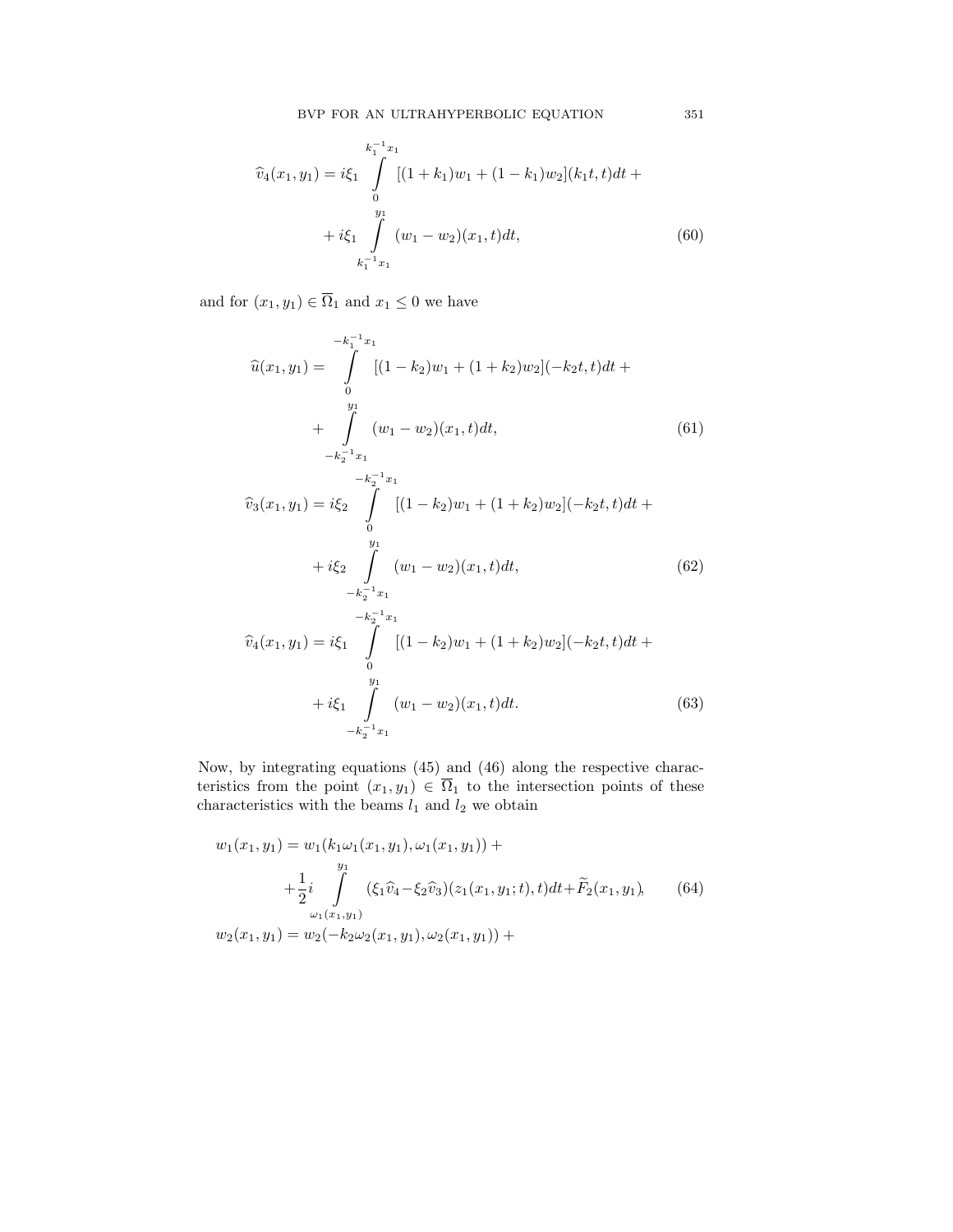$$\widehat{v}_4(x_1,y_1) = i\xi_1 \int\limits_0^{k_1^{-1}x_1} [(1+k_1)w_1 + (1-k_1)w_2](k_1 t, t)dt + \\ + i\xi_1 \int\limits_{k_1^{-1}x_1}^{y_1} (w_1 - w_2)(x_1,t)dt, \tag{60}$$

and for $(x_1, y_1) \in \overline{\Omega}_1$ and $x_1 \leq 0$ we have

$$\widehat{u}(x_1,y_1) = \int\limits_0^{-k_1^{-1}x_1} [(1-k_2)w_1 + (1+k_2)w_2](-k_2 t, t)dt + \\ + \int\limits_{-k_2^{-1}x_1}^{y_1} (w_1 - w_2)(x_1,t)dt, \tag{61}$$

$$\widehat{v}_3(x_1,y_1) = i\xi_2 \int\limits_0^{-k_2^{-1}x_1} [(1-k_2)w_1 + (1+k_2)w_2](-k_2 t, t)dt + \\ + i\xi_2 \int\limits_{-k_2^{-1}x_1}^{y_1} (w_1 - w_2)(x_1,t)dt, \tag{62}$$

$$\widehat{v}_4(x_1,y_1) = i\xi_1 \int\limits_0^{-k_2^{-1}x_1} [(1-k_2)w_1 + (1+k_2)w_2](-k_2 t, t)dt + \\ + i\xi_1 \int\limits_{-k_2^{-1}x_1}^{y_1} (w_1 - w_2)(x_1,t)dt. \tag{63}$$

Now, by integrating equations (45) and (46) along the respective characteristics from the point $(x_1, y_1) \in \overline{\Omega}_1$ to the intersection points of these characteristics with the beams $l_1$ and $l_2$ we obtain

$$w_1(x_1,y_1) = w_1(k_1\omega_1(x_1,y_1), \omega_1(x_1,y_1)) + \\ + \frac{1}{2} i \int\limits_{\omega_1(x_1,y_1)}^{y_1} (\xi_1 \widehat{v}_4 - \xi_2 \widehat{v}_3)(z_1(x_1,y_1;t),t)dt + \widetilde{F}_2(x_1,y_1), \tag{64}$$

$$w_2(x_1,y_1) = w_2(-k_2\omega_2(x_1,y_1), \omega_2(x_1,y_1)) +$$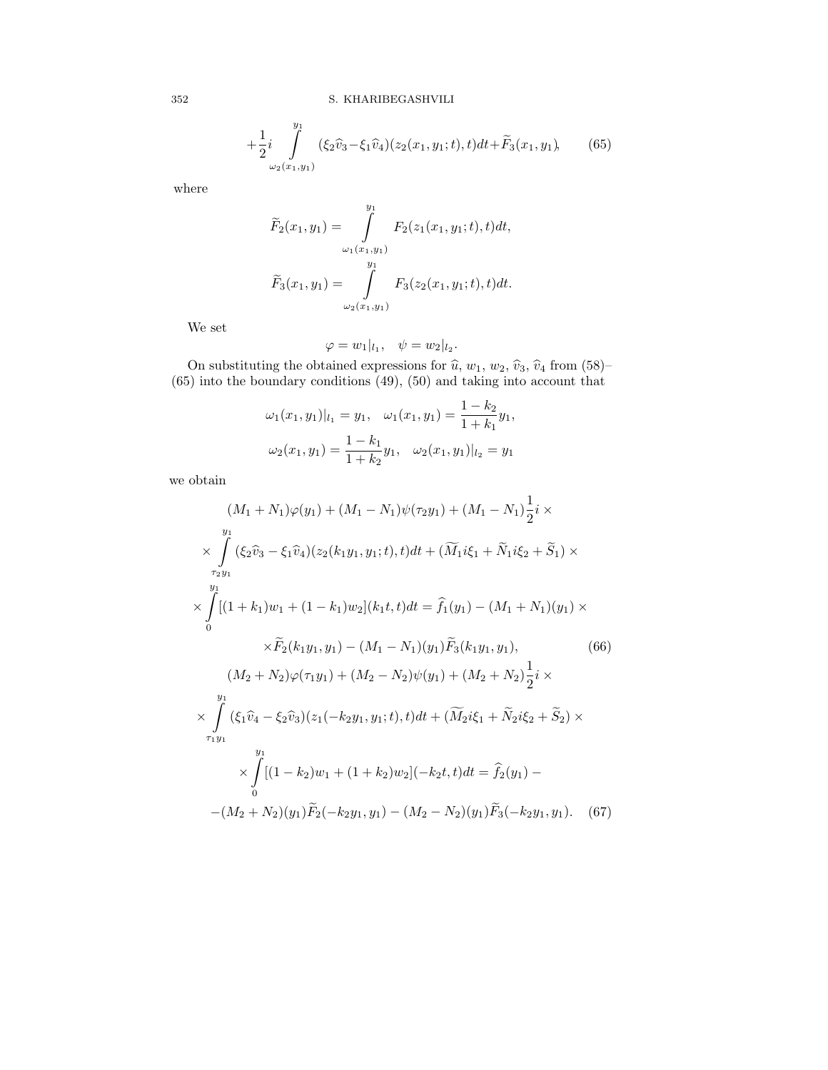$$+\frac{1}{2}i \int\limits_{\omega_2(x_1,y_1)}^{y_1} (\xi_2\widehat{v}_3 - \xi_1\widehat{v}_4)(z_2(x_1,y_1;t),t)dt + \widetilde{F}_3(x_1,y_1), \tag{65}$$

where

$$\widetilde{F}_2(x_1,y_1) = \int\limits_{\omega_1(x_1,y_1)}^{y_1} F_2(z_1(x_1,y_1;t),t)dt,$$

$$\widetilde{F}_3(x_1,y_1) = \int\limits_{\omega_2(x_1,y_1)}^{y_1} F_3(z_2(x_1,y_1;t),t)dt.$$

We set

$$\varphi = w_1|_{l_1}, \quad \psi = w_2|_{l_2}.$$

On substituting the obtained expressions for $\widehat{u}$, $w_1$, $w_2$, $\widehat{v}_3$, $\widehat{v}_4$ from (58)–(65) into the boundary conditions (49), (50) and taking into account that

$$\omega_1(x_1,y_1)|_{l_1} = y_1, \quad \omega_1(x_1,y_1) = \frac{1-k_2}{1+k_1}y_1,$$

$$\omega_2(x_1,y_1) = \frac{1-k_1}{1+k_2}y_1, \quad \omega_2(x_1,y_1)|_{l_2} = y_1$$

we obtain

$$\begin{aligned}
&(M_1+N_1)\varphi(y_1) + (M_1-N_1)\psi(\tau_2 y_1) + (M_1-N_1)\frac{1}{2}i \times \\
&\times \int\limits_{\tau_2 y_1}^{y_1} (\xi_2\widehat{v}_3 - \xi_1\widehat{v}_4)(z_2(k_1y_1,y_1;t),t)dt + (\widetilde{M}_1 i\xi_1 + \widetilde{N}_1 i\xi_2 + \widetilde{S}_1) \times \\
&\times \int\limits_0^{y_1} [(1+k_1)w_1 + (1-k_1)w_2](k_1t,t)dt = \widehat{f}_1(y_1) - (M_1+N_1)(y_1) \times \\
&\qquad \times \widetilde{F}_2(k_1y_1,y_1) - (M_1-N_1)(y_1)\widetilde{F}_3(k_1y_1,y_1),
\end{aligned} \tag{66}$$

$$\begin{aligned}
&(M_2+N_2)\varphi(\tau_1 y_1) + (M_2-N_2)\psi(y_1) + (M_2+N_2)\frac{1}{2}i \times \\
&\times \int\limits_{\tau_1 y_1}^{y_1} (\xi_1\widehat{v}_4 - \xi_2\widehat{v}_3)(z_1(-k_2y_1,y_1;t),t)dt + (\widetilde{M}_2 i\xi_1 + \widetilde{N}_2 i\xi_2 + \widetilde{S}_2) \times \\
&\qquad \times \int\limits_0^{y_1} [(1-k_2)w_1 + (1+k_2)w_2](-k_2t,t)dt = \widehat{f}_2(y_1) - \\
&-(M_2+N_2)(y_1)\widetilde{F}_2(-k_2y_1,y_1) - (M_2-N_2)(y_1)\widetilde{F}_3(-k_2y_1,y_1).
\end{aligned} \tag{67}$$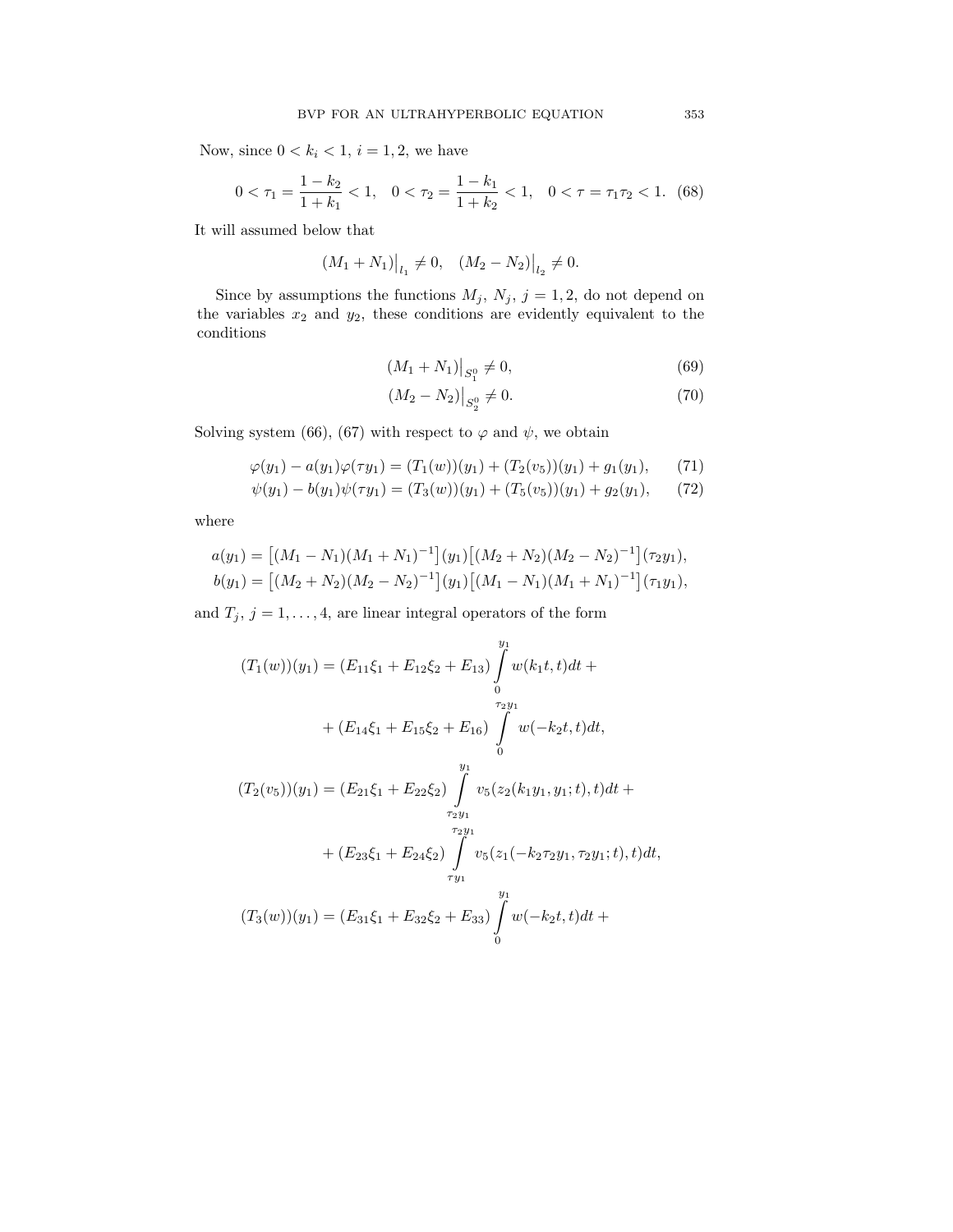Now, since $0 < k_i < 1$, $i = 1, 2$, we have

$$0 < \tau_1 = \frac{1-k_2}{1+k_1} < 1, \quad 0 < \tau_2 = \frac{1-k_1}{1+k_2} < 1, \quad 0 < \tau = \tau_1 \tau_2 < 1. \tag{68}$$

It will assumed below that

$$(M_1 + N_1)\big|_{l_1} \neq 0, \quad (M_2 - N_2)\big|_{l_2} \neq 0.$$

Since by assumptions the functions $M_j$, $N_j$, $j = 1, 2$, do not depend on the variables $x_2$ and $y_2$, these conditions are evidently equivalent to the conditions

$$(M_1 + N_1)\big|_{S_1^0} \neq 0, \tag{69}$$

$$(M_2 - N_2)\big|_{S_2^0} \neq 0. \tag{70}$$

Solving system (66), (67) with respect to $\varphi$ and $\psi$, we obtain

$$\varphi(y_1) - a(y_1)\varphi(\tau y_1) = (T_1(w))(y_1) + (T_2(v_5))(y_1) + g_1(y_1), \tag{71}$$

$$\psi(y_1) - b(y_1)\psi(\tau y_1) = (T_3(w))(y_1) + (T_5(v_5))(y_1) + g_2(y_1), \tag{72}$$

where

$$a(y_1) = \big[(M_1 - N_1)(M_1 + N_1)^{-1}\big](y_1)\big[(M_2 + N_2)(M_2 - N_2)^{-1}\big](\tau_2 y_1),$$

$$b(y_1) = \big[(M_2 + N_2)(M_2 - N_2)^{-1}\big](y_1)\big[(M_1 - N_1)(M_1 + N_1)^{-1}\big](\tau_1 y_1),$$

and $T_j$, $j = 1, \dots, 4$, are linear integral operators of the form

$$(T_1(w))(y_1) = (E_{11}\xi_1 + E_{12}\xi_2 + E_{13}) \int\limits_0^{y_1} w(k_1 t, t)dt + \\ + (E_{14}\xi_1 + E_{15}\xi_2 + E_{16}) \int\limits_0^{\tau_2 y_1} w(-k_2 t, t)dt,$$

$$(T_2(v_5))(y_1) = (E_{21}\xi_1 + E_{22}\xi_2) \int\limits_{\tau_2 y_1}^{y_1} v_5(z_2(k_1 y_1, y_1; t), t)dt + \\ + (E_{23}\xi_1 + E_{24}\xi_2) \int\limits_{\tau y_1}^{\tau_2 y_1} v_5(z_1(-k_2\tau_2 y_1, \tau_2 y_1; t), t)dt,$$

$$(T_3(w))(y_1) = (E_{31}\xi_1 + E_{32}\xi_2 + E_{33}) \int\limits_0^{y_1} w(-k_2 t, t)dt +$$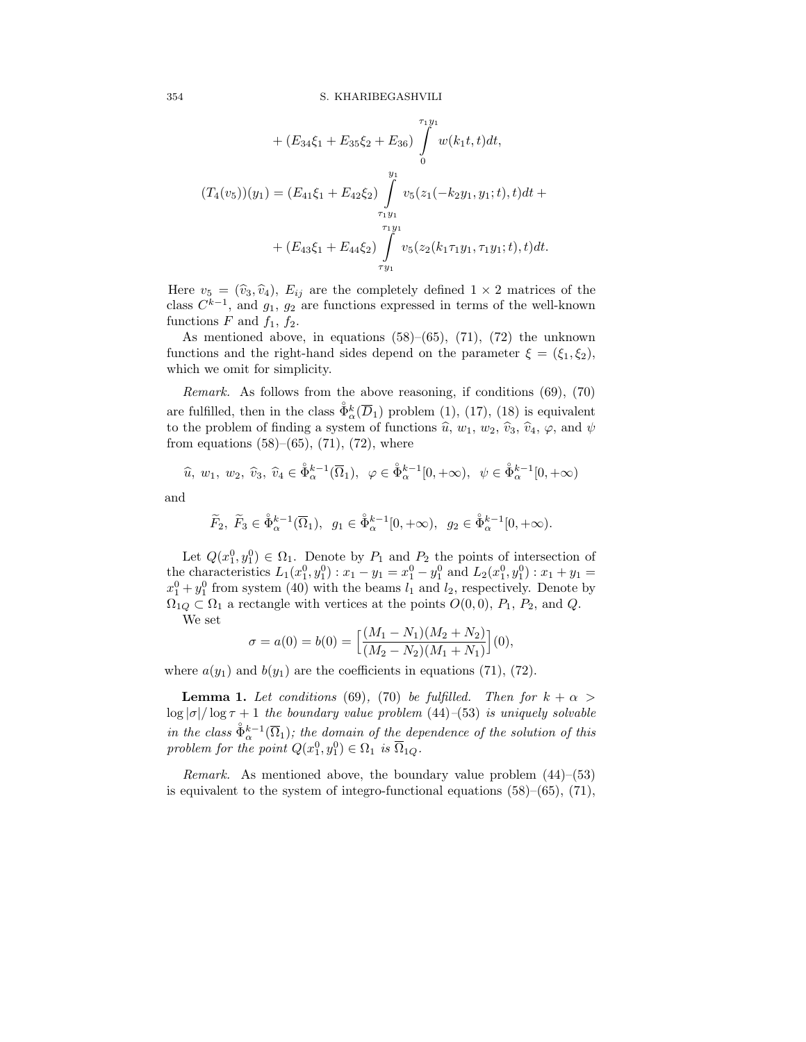$$+ (E_{34}\xi_1 + E_{35}\xi_2 + E_{36}) \int\limits_0^{\tau_1 y_1} w(k_1 t, t)dt,$$

$$(T_4(v_5))(y_1) = (E_{41}\xi_1 + E_{42}\xi_2) \int\limits_{\tau_1 y_1}^{y_1} v_5(z_1(-k_2 y_1, y_1; t), t)dt +$$

$$+ (E_{43}\xi_1 + E_{44}\xi_2) \int\limits_{\tau y_1}^{\tau_1 y_1} v_5(z_2(k_1 \tau_1 y_1, \tau_1 y_1; t), t)dt.$$

Here $v_5 = (\widehat{v}_3, \widehat{v}_4)$, $E_{ij}$ are the completely defined $1 \times 2$ matrices of the class $C^{k-1}$, and $g_1$, $g_2$ are functions expressed in terms of the well-known functions $F$ and $f_1$, $f_2$.

As mentioned above, in equations (58)–(65), (71), (72) the unknown functions and the right-hand sides depend on the parameter $\xi = (\xi_1, \xi_2)$, which we omit for simplicity.

*Remark.* As follows from the above reasoning, if conditions (69), (70) are fulfilled, then in the class $\overset{\circ}{\Phi}{}^k_\alpha(\overline{D}_1)$ problem (1), (17), (18) is equivalent to the problem of finding a system of functions $\widehat{u}$, $w_1$, $w_2$, $\widehat{v}_3$, $\widehat{v}_4$, $\varphi$, and $\psi$ from equations (58)–(65), (71), (72), where

$$\widehat{u},\ w_1,\ w_2,\ \widehat{v}_3,\ \widehat{v}_4 \in \overset{\circ}{\Phi}{}^{k-1}_\alpha(\overline{\Omega}_1),\ \ \varphi \in \overset{\circ}{\Phi}{}^{k-1}_\alpha[0, +\infty),\ \ \psi \in \overset{\circ}{\Phi}{}^{k-1}_\alpha[0, +\infty)$$

and

$$\widetilde{F}_2,\ \widetilde{F}_3 \in \overset{\circ}{\Phi}{}^{k-1}_\alpha(\overline{\Omega}_1),\ \ g_1 \in \overset{\circ}{\Phi}{}^{k-1}_\alpha[0, +\infty),\ \ g_2 \in \overset{\circ}{\Phi}{}^{k-1}_\alpha[0, +\infty).$$

Let $Q(x_1^0, y_1^0) \in \Omega_1$. Denote by $P_1$ and $P_2$ the points of intersection of the characteristics $L_1(x_1^0, y_1^0) : x_1 - y_1 = x_1^0 - y_1^0$ and $L_2(x_1^0, y_1^0) : x_1 + y_1 = x_1^0 + y_1^0$ from system (40) with the beams $l_1$ and $l_2$, respectively. Denote by $\Omega_{1Q} \subset \Omega_1$ a rectangle with vertices at the points $O(0,0)$, $P_1$, $P_2$, and $Q$.

We set

$$\sigma = a(0) = b(0) = \Big[\frac{(M_1 - N_1)(M_2 + N_2)}{(M_2 - N_2)(M_1 + N_1)}\Big](0),$$

where $a(y_1)$ and $b(y_1)$ are the coefficients in equations (71), (72).

**Lemma 1.** *Let conditions* (69), (70) *be fulfilled. Then for* $k + \alpha > \log|\sigma|/\log\tau + 1$ *the boundary value problem* (44)–(53) *is uniquely solvable in the class* $\overset{\circ}{\Phi}{}^{k-1}_\alpha(\overline{\Omega}_1)$*; the domain of the dependence of the solution of this problem for the point* $Q(x_1^0, y_1^0) \in \Omega_1$ *is* $\overline{\Omega}_{1Q}$.

*Remark.* As mentioned above, the boundary value problem (44)–(53) is equivalent to the system of integro-functional equations (58)–(65), (71),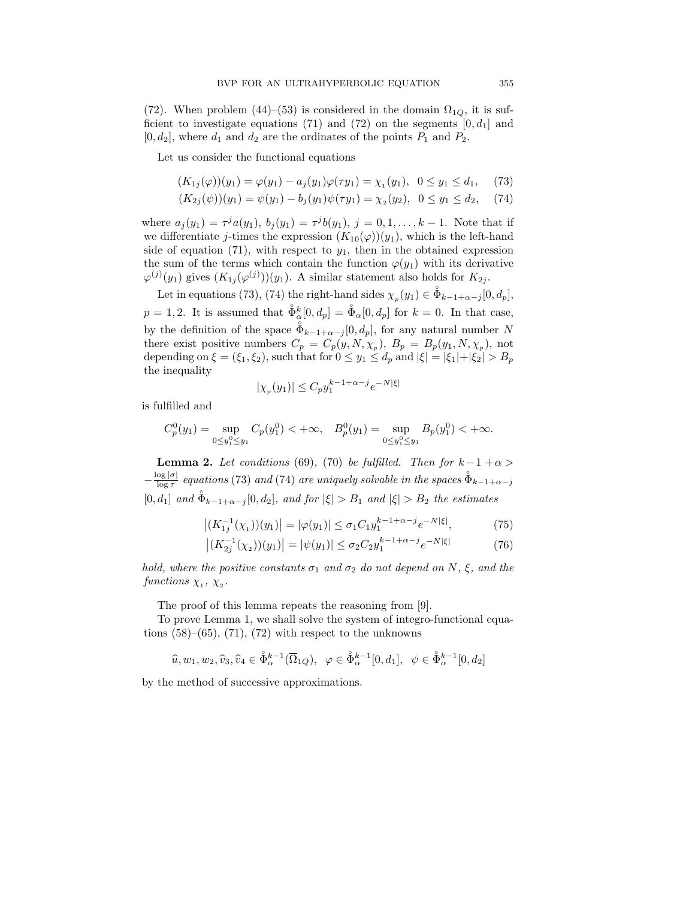(72). When problem (44)–(53) is considered in the domain $\Omega_{1Q}$, it is sufficient to investigate equations (71) and (72) on the segments $[0,d_1]$ and $[0,d_2]$, where $d_1$ and $d_2$ are the ordinates of the points $P_1$ and $P_2$.

Let us consider the functional equations

$$(K_{1j}(\varphi))(y_1) = \varphi(y_1) - a_j(y_1)\varphi(\tau y_1) = \chi_1(y_1),\ \ 0 \le y_1 \le d_1, \quad (73)$$

$$(K_{2j}(\psi))(y_1) = \psi(y_1) - b_j(y_1)\psi(\tau y_1) = \chi_2(y_2),\ \ 0 \le y_1 \le d_2, \quad (74)$$

where $a_j(y_1) = \tau^j a(y_1)$, $b_j(y_1) = \tau^j b(y_1)$, $j = 0,1,\dots,k-1$. Note that if we differentiate $j$-times the expression $(K_{10}(\varphi))(y_1)$, which is the left-hand side of equation (71), with respect to $y_1$, then in the obtained expression the sum of the terms which contain the function $\varphi(y_1)$ with its derivative $\varphi^{(j)}(y_1)$ gives $(K_{1j}(\varphi^{(j)}))(y_1)$. A similar statement also holds for $K_{2j}$.

Let in equations (73), (74) the right-hand sides $\chi_p(y_1) \in \overset{\circ}{\Phi}_{k-1+\alpha-j}[0,d_p]$, $p = 1,2$. It is assumed that $\overset{\circ}{\Phi}{}^k_\alpha[0,d_p] = \overset{\circ}{\Phi}_\alpha[0,d_p]$ for $k = 0$. In that case, by the definition of the space $\overset{\circ}{\Phi}_{k-1+\alpha-j}[0,d_p]$, for any natural number $N$ there exist positive numbers $C_p = C_p(y,N,\chi_p)$, $B_p = B_p(y_1,N,\chi_p)$, not depending on $\xi = (\xi_1,\xi_2)$, such that for $0 \le y_1 \le d_p$ and $|\xi| = |\xi_1| + |\xi_2| > B_p$ the inequality

$$|\chi_p(y_1)| \le C_p y_1^{k-1+\alpha-j} e^{-N|\xi|}$$

is fulfilled and

$$C_p^0(y_1) = \sup_{0 \le y_1^0 \le y_1} C_p(y_1^0) < +\infty, \quad B_p^0(y_1) = \sup_{0 \le y_1^0 \le y_1} B_p(y_1^0) < +\infty.$$

**Lemma 2.** *Let conditions* (69), (70) *be fulfilled. Then for* $k-1+\alpha > -\frac{\log|\sigma|}{\log\tau}$ *equations* (73) *and* (74) *are uniquely solvable in the spaces* $\overset{\circ}{\Phi}_{k-1+\alpha-j}[0,d_1]$ *and* $\overset{\circ}{\Phi}_{k-1+\alpha-j}[0,d_2]$, *and for* $|\xi| > B_1$ *and* $|\xi| > B_2$ *the estimates*

$$\big|(K_{1j}^{-1}(\chi_1))(y_1)\big| = |\varphi(y_1)| \le \sigma_1 C_1 y_1^{k-1+\alpha-j} e^{-N|\xi|}, \quad (75)$$

$$\big|(K_{2j}^{-1}(\chi_2))(y_1)\big| = |\psi(y_1)| \le \sigma_2 C_2 y_1^{k-1+\alpha-j} e^{-N|\xi|} \quad (76)$$

*hold, where the positive constants* $\sigma_1$ *and* $\sigma_2$ *do not depend on* $N$, $\xi$, *and the functions* $\chi_1$, $\chi_2$.

The proof of this lemma repeats the reasoning from [9].

To prove Lemma 1, we shall solve the system of integro-functional equations (58)–(65), (71), (72) with respect to the unknowns

$$\widehat{u}, w_1, w_2, \widehat{v}_3, \widehat{v}_4 \in \overset{\circ}{\Phi}{}^{k-1}_\alpha(\overline{\Omega}_{1Q}),\ \ \varphi \in \overset{\circ}{\Phi}{}^{k-1}_\alpha[0,d_1],\ \ \psi \in \overset{\circ}{\Phi}{}^{k-1}_\alpha[0,d_2]$$

by the method of successive approximations.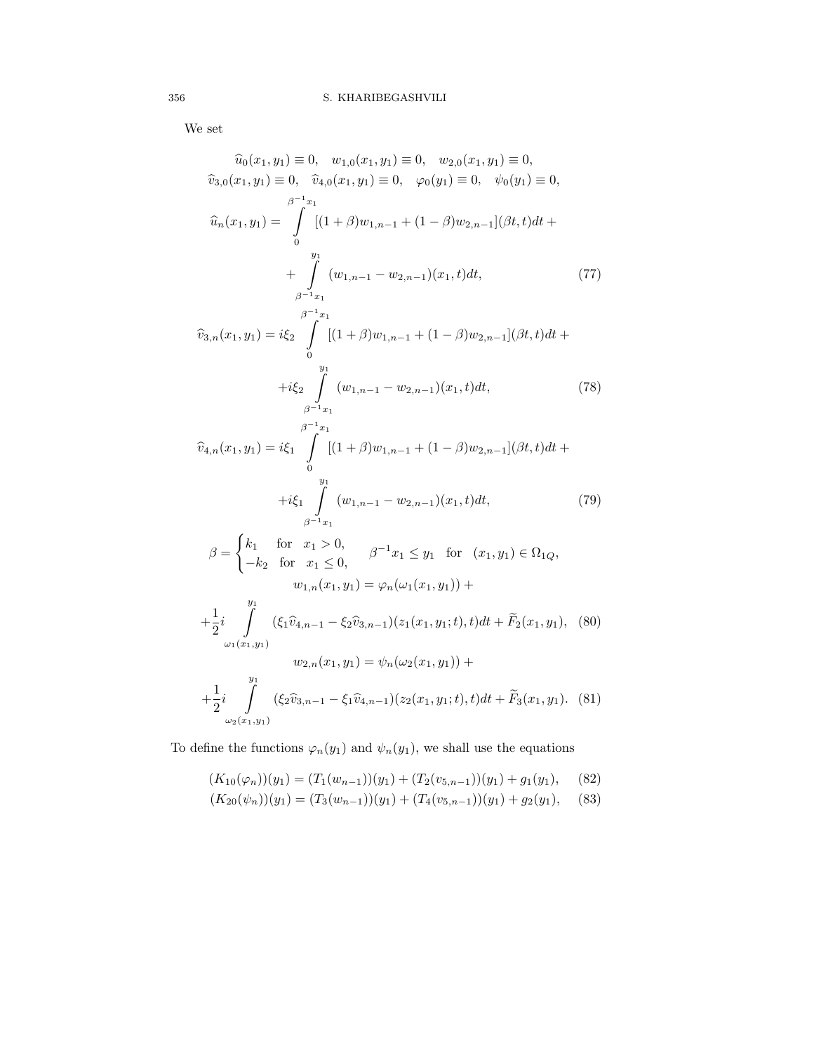We set

$$
\begin{gathered}
\widehat{u}_0(x_1,y_1)\equiv 0,\quad w_{1,0}(x_1,y_1)\equiv 0,\quad w_{2,0}(x_1,y_1)\equiv 0,\\
\widehat{v}_{3,0}(x_1,y_1)\equiv 0,\quad \widehat{v}_{4,0}(x_1,y_1)\equiv 0,\quad \varphi_0(y_1)\equiv 0,\quad \psi_0(y_1)\equiv 0,
\end{gathered}
$$

$$
\widehat{u}_n(x_1,y_1)=\int\limits_0^{\beta^{-1}x_1}[(1+\beta)w_{1,n-1}+(1-\beta)w_{2,n-1}](\beta t,t)dt+ \\
+\int\limits_{\beta^{-1}x_1}^{y_1}(w_{1,n-1}-w_{2,n-1})(x_1,t)dt, \tag{77}
$$

$$
\widehat{v}_{3,n}(x_1,y_1)=i\xi_2\int\limits_0^{\beta^{-1}x_1}[(1+\beta)w_{1,n-1}+(1-\beta)w_{2,n-1}](\beta t,t)dt+ \\
+i\xi_2\int\limits_{\beta^{-1}x_1}^{y_1}(w_{1,n-1}-w_{2,n-1})(x_1,t)dt, \tag{78}
$$

$$
\widehat{v}_{4,n}(x_1,y_1)=i\xi_1\int\limits_0^{\beta^{-1}x_1}[(1+\beta)w_{1,n-1}+(1-\beta)w_{2,n-1}](\beta t,t)dt+ \\
+i\xi_1\int\limits_{\beta^{-1}x_1}^{y_1}(w_{1,n-1}-w_{2,n-1})(x_1,t)dt, \tag{79}
$$

$$
\beta=\begin{cases}k_1 & \text{for}\quad x_1>0,\\ -k_2 & \text{for}\quad x_1\le 0,\end{cases}\qquad \beta^{-1}x_1\le y_1\quad\text{for}\quad (x_1,y_1)\in\Omega_{1Q},
$$

$$
w_{1,n}(x_1,y_1)=\varphi_n(\omega_1(x_1,y_1))+ \\
+\frac{1}{2}i\int\limits_{\omega_1(x_1,y_1)}^{y_1}(\xi_1\widehat{v}_{4,n-1}-\xi_2\widehat{v}_{3,n-1})(z_1(x_1,y_1;t),t)dt+\widetilde{F}_2(x_1,y_1), \tag{80}
$$

$$
w_{2,n}(x_1,y_1)=\psi_n(\omega_2(x_1,y_1))+ \\
+\frac{1}{2}i\int\limits_{\omega_2(x_1,y_1)}^{y_1}(\xi_2\widehat{v}_{3,n-1}-\xi_1\widehat{v}_{4,n-1})(z_2(x_1,y_1;t),t)dt+\widetilde{F}_3(x_1,y_1). \tag{81}
$$

To define the functions $\varphi_n(y_1)$ and $\psi_n(y_1)$, we shall use the equations

$$
(K_{10}(\varphi_n))(y_1)=(T_1(w_{n-1}))(y_1)+(T_2(v_{5,n-1}))(y_1)+g_1(y_1), \tag{82}
$$

$$
(K_{20}(\psi_n))(y_1)=(T_3(w_{n-1}))(y_1)+(T_4(v_{5,n-1}))(y_1)+g_2(y_1), \tag{83}
$$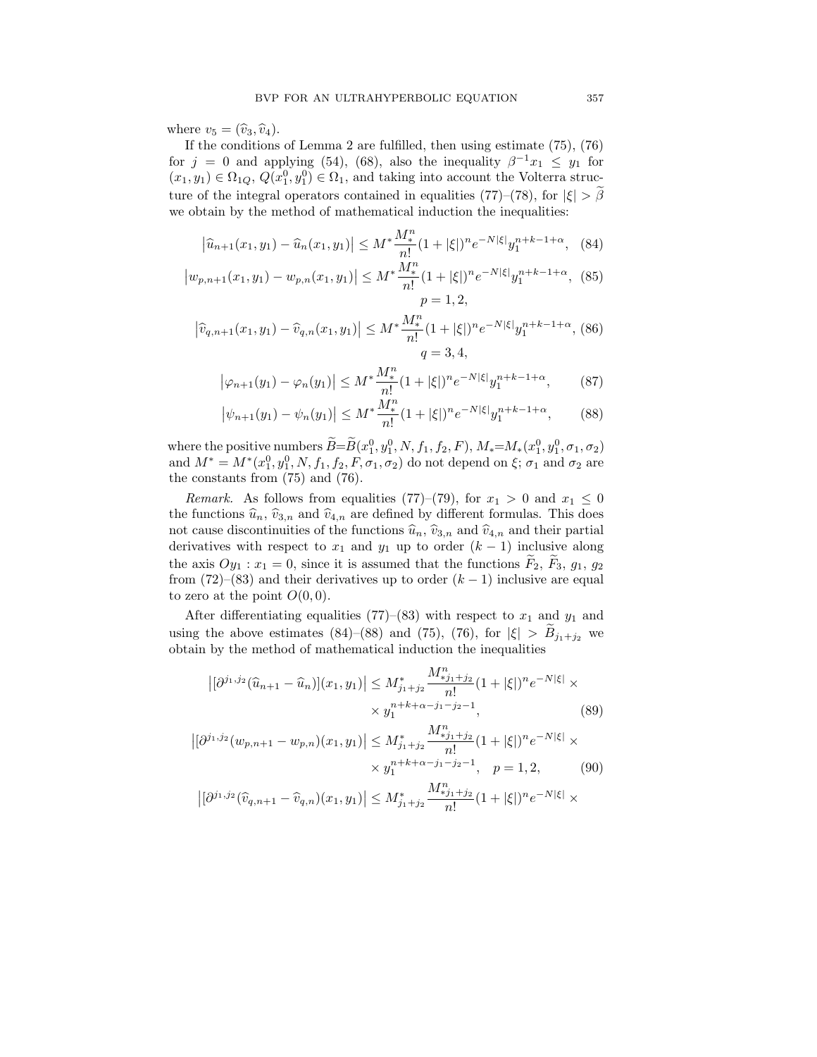where $v_5 = (\widehat{v}_3, \widehat{v}_4)$.

If the conditions of Lemma 2 are fulfilled, then using estimate (75), (76) for $j = 0$ and applying (54), (68), also the inequality $\beta^{-1}x_1 \leq y_1$ for $(x_1, y_1) \in \Omega_{1Q}$, $Q(x_1^0, y_1^0) \in \Omega_1$, and taking into account the Volterra structure of the integral operators contained in equalities (77)–(78), for $|\xi| > \widetilde{\beta}$ we obtain by the method of mathematical induction the inequalities:

$$\left|\widehat{u}_{n+1}(x_1, y_1) - \widehat{u}_n(x_1, y_1)\right| \leq M^* \frac{M_*^n}{n!}(1 + |\xi|)^n e^{-N|\xi|} y_1^{n+k-1+\alpha}, \quad (84)$$

$$\left|w_{p,n+1}(x_1, y_1) - w_{p,n}(x_1, y_1)\right| \leq M^* \frac{M_*^n}{n!}(1 + |\xi|)^n e^{-N|\xi|} y_1^{n+k-1+\alpha}, \quad (85)$$
$$p = 1, 2,$$

$$\left|\widehat{v}_{q,n+1}(x_1, y_1) - \widehat{v}_{q,n}(x_1, y_1)\right| \leq M^* \frac{M_*^n}{n!}(1 + |\xi|)^n e^{-N|\xi|} y_1^{n+k-1+\alpha}, \quad (86)$$
$$q = 3, 4,$$

$$\left|\varphi_{n+1}(y_1) - \varphi_n(y_1)\right| \leq M^* \frac{M_*^n}{n!}(1 + |\xi|)^n e^{-N|\xi|} y_1^{n+k-1+\alpha}, \quad (87)$$

$$\left|\psi_{n+1}(y_1) - \psi_n(y_1)\right| \leq M^* \frac{M_*^n}{n!}(1 + |\xi|)^n e^{-N|\xi|} y_1^{n+k-1+\alpha}, \quad (88)$$

where the positive numbers $\widetilde{B}=\widetilde{B}(x_1^0, y_1^0, N, f_1, f_2, F)$, $M_*=M_*(x_1^0, y_1^0, \sigma_1, \sigma_2)$ and $M^* = M^*(x_1^0, y_1^0, N, f_1, f_2, F, \sigma_1, \sigma_2)$ do not depend on $\xi$; $\sigma_1$ and $\sigma_2$ are the constants from (75) and (76).

*Remark.* As follows from equalities (77)–(79), for $x_1 > 0$ and $x_1 \leq 0$ the functions $\widehat{u}_n$, $\widehat{v}_{3,n}$ and $\widehat{v}_{4,n}$ are defined by different formulas. This does not cause discontinuities of the functions $\widehat{u}_n$, $\widehat{v}_{3,n}$ and $\widehat{v}_{4,n}$ and their partial derivatives with respect to $x_1$ and $y_1$ up to order $(k-1)$ inclusive along the axis $Oy_1 : x_1 = 0$, since it is assumed that the functions $\widetilde{F}_2$, $\widetilde{F}_3$, $g_1$, $g_2$ from (72)–(83) and their derivatives up to order $(k-1)$ inclusive are equal to zero at the point $O(0, 0)$.

After differentiating equalities (77)–(83) with respect to $x_1$ and $y_1$ and using the above estimates (84)–(88) and (75), (76), for $|\xi| > \widetilde{B}_{j_1+j_2}$ we obtain by the method of mathematical induction the inequalities

$$\left|[\partial^{j_1,j_2}(\widehat{u}_{n+1} - \widehat{u}_n)](x_1, y_1)\right| \leq M^*_{j_1+j_2} \frac{M^n_{*j_1+j_2}}{n!}(1 + |\xi|)^n e^{-N|\xi|} \times \\ \times y_1^{n+k+\alpha-j_1-j_2-1}, \quad (89)$$

$$\left|[\partial^{j_1,j_2}(w_{p,n+1} - w_{p,n})(x_1, y_1)\right| \leq M^*_{j_1+j_2} \frac{M^n_{*j_1+j_2}}{n!}(1 + |\xi|)^n e^{-N|\xi|} \times \\ \times y_1^{n+k+\alpha-j_1-j_2-1}, \quad p = 1, 2, \quad (90)$$

$$\left|[\partial^{j_1,j_2}(\widehat{v}_{q,n+1} - \widehat{v}_{q,n})(x_1, y_1)\right| \leq M^*_{j_1+j_2} \frac{M^n_{*j_1+j_2}}{n!}(1 + |\xi|)^n e^{-N|\xi|} \times$$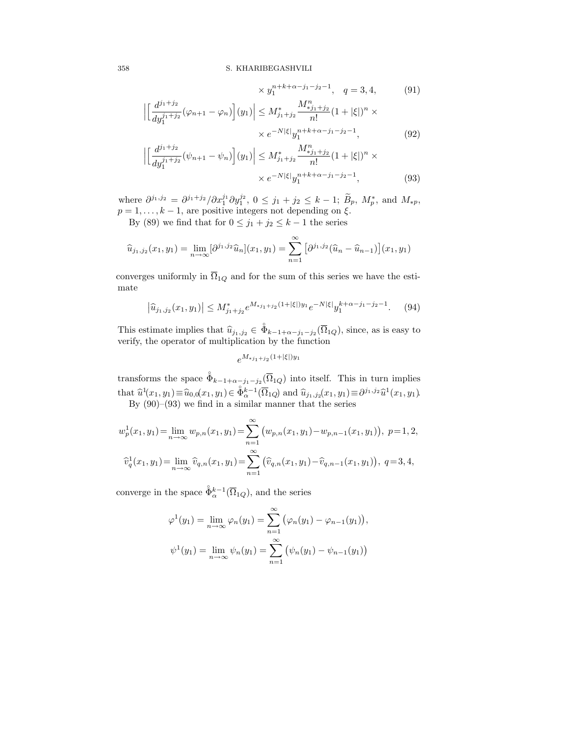$$\times y_1^{n+k+\alpha-j_1-j_2-1}, \quad q=3,4, \tag{91}$$

$$\Big|\Big[\frac{d^{j_1+j_2}}{dy_1^{j_1+j_2}}(\varphi_{n+1}-\varphi_n)\Big](y_1)\Big| \le M^*_{j_1+j_2}\frac{M^n_{*j_1+j_2}}{n!}(1+|\xi|)^n \times \times e^{-N|\xi|}y_1^{n+k+\alpha-j_1-j_2-1}, \tag{92}$$

$$\Big|\Big[\frac{d^{j_1+j_2}}{dy_1^{j_1+j_2}}(\psi_{n+1}-\psi_n)\Big](y_1)\Big| \le M^*_{j_1+j_2}\frac{M^n_{*j_1+j_2}}{n!}(1+|\xi|)^n \times \times e^{-N|\xi|}y_1^{n+k+\alpha-j_1-j_2-1}, \tag{93}$$

where $\partial^{j_1,j_2} = \partial^{j_1+j_2}/\partial x_1^{j_1}\partial y_1^{j_2}$, $0 \le j_1+j_2 \le k-1$; $\widetilde{B}_p$, $M^*_p$, and $M_{*p}$, $p=1,\dots,k-1$, are positive integers not depending on $\xi$.

By (89) we find that for $0 \le j_1+j_2 \le k-1$ the series

$$\widehat{u}_{j_1,j_2}(x_1,y_1) = \lim_{n\to\infty}[\partial^{j_1,j_2}\widehat{u}_n](x_1,y_1) = \sum_{n=1}^{\infty}\big[\partial^{j_1,j_2}(\widehat{u}_n-\widehat{u}_{n-1})\big](x_1,y_1)$$

converges uniformly in $\overline{\Omega}_{1Q}$ and for the sum of this series we have the estimate

$$\big|\widehat{u}_{j_1,j_2}(x_1,y_1)\big| \le M^*_{j_1+j_2}e^{M_{*j_1+j_2}(1+|\xi|)y_1}e^{-N|\xi|}y_1^{k+\alpha-j_1-j_2-1}. \tag{94}$$

This estimate implies that $\widehat{u}_{j_1,j_2} \in \overset{\circ}{\Phi}_{k-1+\alpha-j_1-j_2}(\overline{\Omega}_{1Q})$, since, as is easy to verify, the operator of multiplication by the function

$$e^{M_{*j_1+j_2}(1+|\xi|)y_1}$$

transforms the space $\overset{\circ}{\Phi}_{k-1+\alpha-j_1-j_2}(\overline{\Omega}_{1Q})$ into itself. This in turn implies that $\widehat{u}^1(x_1,y_1)\equiv\widehat{u}_{0,0}(x_1,y_1)\in\overset{\circ}{\Phi}{}^{k-1}_{\alpha}(\overline{\Omega}_{1Q})$ and $\widehat{u}_{j_1,j_2}(x_1,y_1)\equiv\partial^{j_1,j_2}\widehat{u}^1(x_1,y_1)$.

By (90)–(93) we find in a similar manner that the series

$$w^1_p(x_1,y_1)=\lim_{n\to\infty}w_{p,n}(x_1,y_1)=\sum_{n=1}^{\infty}\big(w_{p,n}(x_1,y_1)-w_{p,n-1}(x_1,y_1)\big),\ p=1,2,$$

$$\widehat{v}^1_q(x_1,y_1)=\lim_{n\to\infty}\widehat{v}_{q,n}(x_1,y_1)=\sum_{n=1}^{\infty}\big(\widehat{v}_{q,n}(x_1,y_1)-\widehat{v}_{q,n-1}(x_1,y_1)\big),\ q=3,4,$$

converge in the space $\overset{\circ}{\Phi}{}^{k-1}_{\alpha}(\overline{\Omega}_{1Q})$, and the series

$$\varphi^1(y_1) = \lim_{n\to\infty}\varphi_n(y_1) = \sum_{n=1}^{\infty}\big(\varphi_n(y_1)-\varphi_{n-1}(y_1)\big),$$

$$\psi^1(y_1) = \lim_{n\to\infty}\psi_n(y_1) = \sum_{n=1}^{\infty}\big(\psi_n(y_1)-\psi_{n-1}(y_1)\big)$$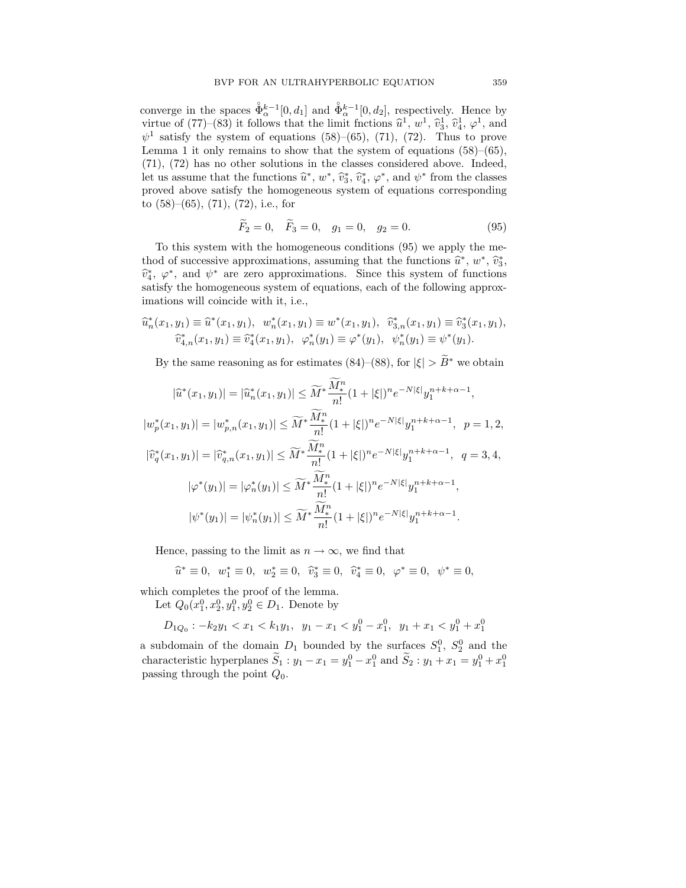converge in the spaces $\overset{\circ}{\Phi}{}^{k-1}_{\alpha}[0,d_1]$ and $\overset{\circ}{\Phi}{}^{k-1}_{\alpha}[0,d_2]$, respectively. Hence by virtue of (77)–(83) it follows that the limit fnctions $\widehat{u}^1$, $w^1$, $\widehat{v}_3^1$, $\widehat{v}_4^1$, $\varphi^1$, and $\psi^1$ satisfy the system of equations (58)–(65), (71), (72). Thus to prove Lemma 1 it only remains to show that the system of equations (58)–(65), (71), (72) has no other solutions in the classes considered above. Indeed, let us assume that the functions $\widehat{u}^*$, $w^*$, $\widehat{v}_3^*$, $\widehat{v}_4^*$, $\varphi^*$, and $\psi^*$ from the classes proved above satisfy the homogeneous system of equations corresponding to (58)–(65), (71), (72), i.e., for

$$\widetilde{F}_2 = 0, \quad \widetilde{F}_3 = 0, \quad g_1 = 0, \quad g_2 = 0. \tag{95}$$

To this system with the homogeneous conditions (95) we apply the method of successive approximations, assuming that the functions $\widehat{u}^*$, $w^*$, $\widehat{v}_3^*$, $\widehat{v}_4^*$, $\varphi^*$, and $\psi^*$ are zero approximations. Since this system of functions satisfy the homogeneous system of equations, each of the following approximations will coincide with it, i.e.,

$$\widehat{u}_n^*(x_1,y_1) \equiv \widehat{u}^*(x_1,y_1), \;\; w_n^*(x_1,y_1) \equiv w^*(x_1,y_1), \;\; \widehat{v}_{3,n}^*(x_1,y_1) \equiv \widehat{v}_3^*(x_1,y_1),$$
$$\widehat{v}_{4,n}^*(x_1,y_1) \equiv \widehat{v}_4^*(x_1,y_1), \;\; \varphi_n^*(y_1) \equiv \varphi^*(y_1), \;\; \psi_n^*(y_1) \equiv \psi^*(y_1).$$

By the same reasoning as for estimates (84)–(88), for $|\xi| > \widetilde{B}^*$ we obtain

$$|\widehat{u}^*(x_1,y_1)| = |\widehat{u}_n^*(x_1,y_1)| \le \widetilde{M}^* \frac{\widetilde{M}_*^n}{n!}(1+|\xi|)^n e^{-N|\xi|} y_1^{n+k+\alpha-1},$$

$$|w_p^*(x_1,y_1)| = |w_{p,n}^*(x_1,y_1)| \le \widetilde{M}^* \frac{\widetilde{M}_*^n}{n!}(1+|\xi|)^n e^{-N|\xi|} y_1^{n+k+\alpha-1}, \;\; p=1,2,$$

$$|\widehat{v}_q^*(x_1,y_1)| = |\widehat{v}_{q,n}^*(x_1,y_1)| \le \widetilde{M}^* \frac{\widetilde{M}_*^n}{n!}(1+|\xi|)^n e^{-N|\xi|} y_1^{n+k+\alpha-1}, \;\; q=3,4,$$

$$|\varphi^*(y_1)| = |\varphi_n^*(y_1)| \le \widetilde{M}^* \frac{\widetilde{M}_*^n}{n!}(1+|\xi|)^n e^{-N|\xi|} y_1^{n+k+\alpha-1},$$

$$|\psi^*(y_1)| = |\psi_n^*(y_1)| \le \widetilde{M}^* \frac{\widetilde{M}_*^n}{n!}(1+|\xi|)^n e^{-N|\xi|} y_1^{n+k+\alpha-1}.$$

Hence, passing to the limit as $n \to \infty$, we find that

$$\widehat{u}^* \equiv 0, \;\; w_1^* \equiv 0, \;\; w_2^* \equiv 0, \;\; \widehat{v}_3^* \equiv 0, \;\; \widehat{v}_4^* \equiv 0, \;\; \varphi^* \equiv 0, \;\; \psi^* \equiv 0,$$

which completes the proof of the lemma.

Let $Q_0(x_1^0, x_2^0, y_1^0, y_2^0 \in D_1$. Denote by

$$D_{1Q_0} : -k_2 y_1 < x_1 < k_1 y_1, \;\; y_1 - x_1 < y_1^0 - x_1^0, \;\; y_1 + x_1 < y_1^0 + x_1^0$$

a subdomain of the domain $D_1$ bounded by the surfaces $S_1^0$, $S_2^0$ and the characteristic hyperplanes $\widetilde{S}_1 : y_1 - x_1 = y_1^0 - x_1^0$ and $\widetilde{S}_2 : y_1 + x_1 = y_1^0 + x_1^0$ passing through the point $Q_0$.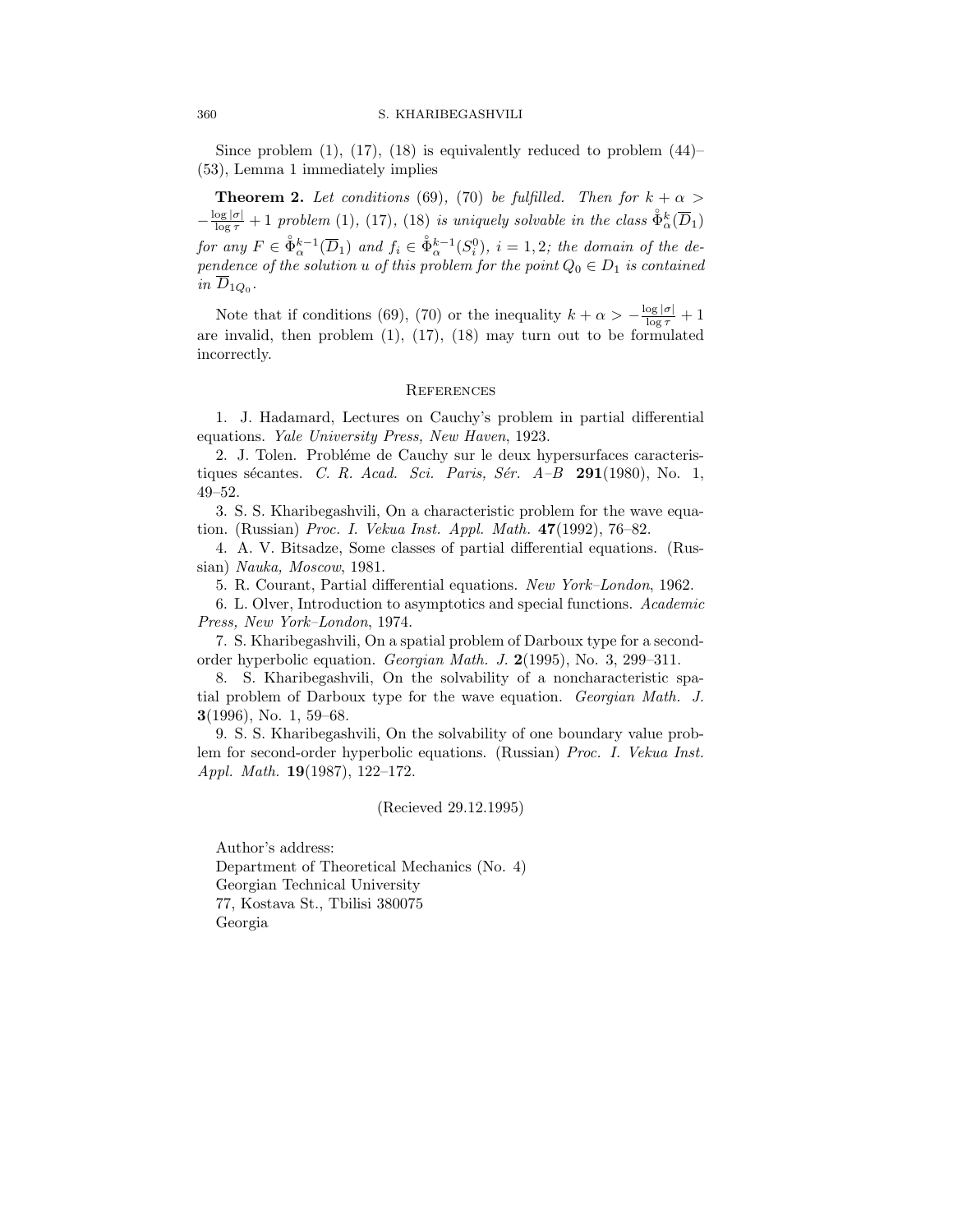Since problem (1), (17), (18) is equivalently reduced to problem (44)–(53), Lemma 1 immediately implies

**Theorem 2.** *Let conditions* (69), (70) *be fulfilled. Then for* $k+\alpha > -\frac{\log|\sigma|}{\log\tau}+1$ *problem* (1), (17), (18) *is uniquely solvable in the class* $\overset{\circ}{\Phi}{}^{k}_{\alpha}(\overline{D}_1)$ *for any* $F\in \overset{\circ}{\Phi}{}^{k-1}_{\alpha}(\overline{D}_1)$ *and* $f_i\in \overset{\circ}{\Phi}{}^{k-1}_{\alpha}(S_i^0)$, $i=1,2$*; the domain of the dependence of the solution* $u$ *of this problem for the point* $Q_0\in D_1$ *is contained in* $\overline{D}_{1Q_0}$.

Note that if conditions (69), (70) or the inequality $k+\alpha > -\frac{\log|\sigma|}{\log\tau}+1$ are invalid, then problem (1), (17), (18) may turn out to be formulated incorrectly.

## References

1. J. Hadamard, Lectures on Cauchy's problem in partial differential equations. *Yale University Press, New Haven*, 1923.

2. J. Tolen. Probléme de Cauchy sur le deux hypersurfaces caracteristiques sécantes. *C. R. Acad. Sci. Paris, Sér. A–B* **291**(1980), No. 1, 49–52.

3. S. S. Kharibegashvili, On a characteristic problem for the wave equation. (Russian) *Proc. I. Vekua Inst. Appl. Math.* **47**(1992), 76–82.

4. A. V. Bitsadze, Some classes of partial differential equations. (Russian) *Nauka, Moscow*, 1981.

5. R. Courant, Partial differential equations. *New York–London*, 1962.

6. L. Olver, Introduction to asymptotics and special functions. *Academic Press, New York–London*, 1974.

7. S. Kharibegashvili, On a spatial problem of Darboux type for a second-order hyperbolic equation. *Georgian Math. J.* **2**(1995), No. 3, 299–311.

8. S. Kharibegashvili, On the solvability of a noncharacteristic spatial problem of Darboux type for the wave equation. *Georgian Math. J.* **3**(1996), No. 1, 59–68.

9. S. S. Kharibegashvili, On the solvability of one boundary value problem for second-order hyperbolic equations. (Russian) *Proc. I. Vekua Inst. Appl. Math.* **19**(1987), 122–172.

(Recieved 29.12.1995)

Author's address:
Department of Theoretical Mechanics (No. 4)
Georgian Technical University
77, Kostava St., Tbilisi 380075
Georgia